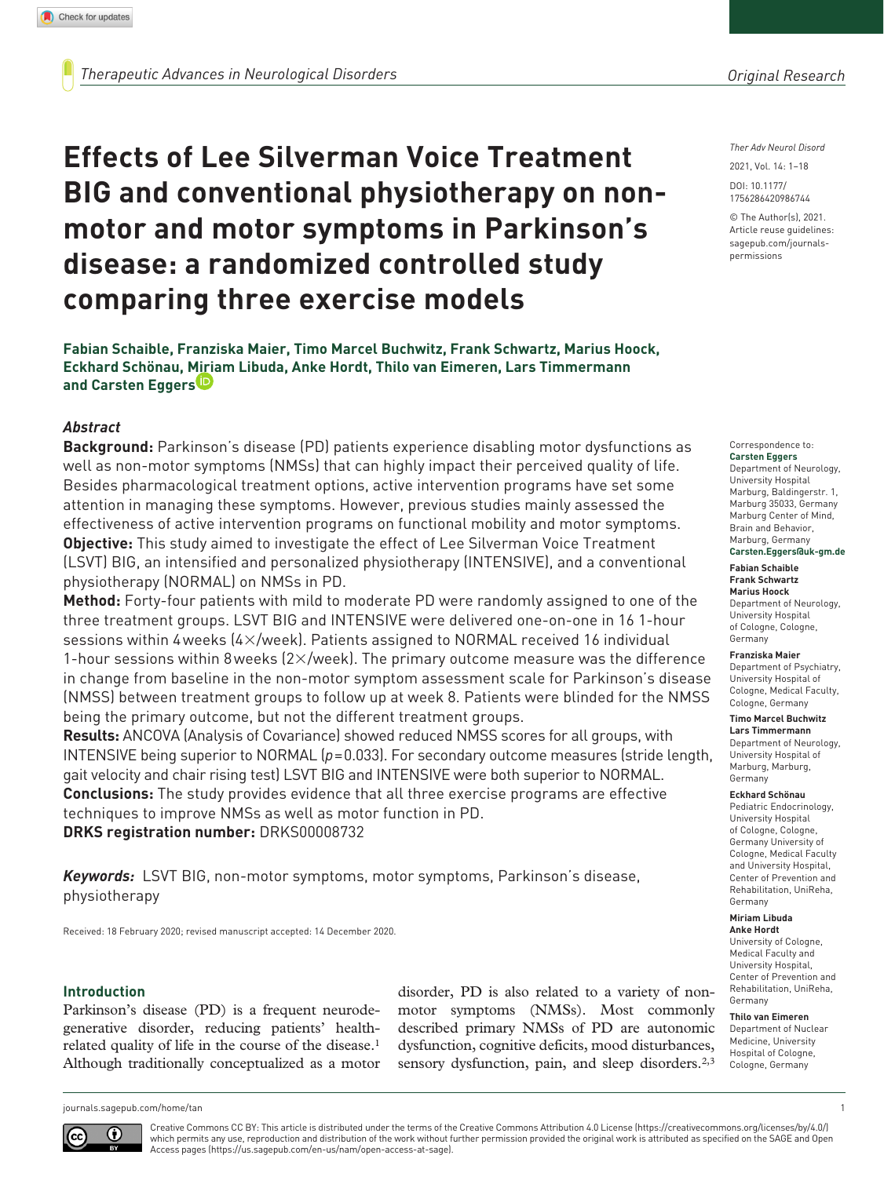# Effects of Lee Silverman Voice Treatment BIG and conventional physiotherapy on non-motor and motor symptoms in Parkinson's disease: a randomized controlled study comparing three exercise models

**Fabian Schaible, Franziska Maier, Timo Marcel Buchwitz, Frank Schwartz, Marius Hoock, Eckhard Schönau, Miriam Libuda, Anke Hordt, Thilo van Eimeren, Lars Timmermann and Carsten Eggers**

Ther Adv Neurol Disord

2021, Vol. 14: 1–18

DOI: 10.1177/1756286420986744

© The Author(s), 2021. Article reuse guidelines: sagepub.com/journals-permissions

## Abstract

**Background:** Parkinson's disease (PD) patients experience disabling motor dysfunctions as well as non-motor symptoms (NMSs) that can highly impact their perceived quality of life. Besides pharmacological treatment options, active intervention programs have set some attention in managing these symptoms. However, previous studies mainly assessed the effectiveness of active intervention programs on functional mobility and motor symptoms.

**Objective:** This study aimed to investigate the effect of Lee Silverman Voice Treatment (LSVT) BIG, an intensified and personalized physiotherapy (INTENSIVE), and a conventional physiotherapy (NORMAL) on NMSs in PD.

**Method:** Forty-four patients with mild to moderate PD were randomly assigned to one of the three treatment groups. LSVT BIG and INTENSIVE were delivered one-on-one in 16 1-hour sessions within 4 weeks (4×/week). Patients assigned to NORMAL received 16 individual 1-hour sessions within 8 weeks (2×/week). The primary outcome measure was the difference in change from baseline in the non-motor symptom assessment scale for Parkinson's disease (NMSS) between treatment groups to follow up at week 8. Patients were blinded for the NMSS being the primary outcome, but not the different treatment groups.

**Results:** ANCOVA (Analysis of Covariance) showed reduced NMSS scores for all groups, with INTENSIVE being superior to NORMAL ($p = 0.033$). For secondary outcome measures (stride length, gait velocity and chair rising test) LSVT BIG and INTENSIVE were both superior to NORMAL.

**Conclusions:** The study provides evidence that all three exercise programs are effective techniques to improve NMSs as well as motor function in PD.

**DRKS registration number:** DRKS00008732

***Keywords:*** LSVT BIG, non-motor symptoms, motor symptoms, Parkinson's disease, physiotherapy

Received: 18 February 2020; revised manuscript accepted: 14 December 2020.

Correspondence to:
**Carsten Eggers**
Department of Neurology, University Hospital Marburg, Baldingerstr. 1, Marburg 35033, Germany
Marburg Center of Mind, Brain and Behavior, Marburg, Germany
**Carsten.Eggers@uk-gm.de**

**Fabian Schaible**
**Frank Schwartz**
**Marius Hoock**
Department of Neurology, University Hospital of Cologne, Cologne, Germany

**Franziska Maier**
Department of Psychiatry, University Hospital of Cologne, Medical Faculty, Cologne, Germany

**Timo Marcel Buchwitz**
**Lars Timmermann**
Department of Neurology, University Hospital of Marburg, Marburg, Germany

**Eckhard Schönau**
Pediatric Endocrinology, University Hospital of Cologne, Cologne, Germany University of Cologne, Medical Faculty and University Hospital, Center of Prevention and Rehabilitation, UniReha, Germany

**Miriam Libuda**
**Anke Hordt**
University of Cologne, Medical Faculty and University Hospital, Center of Prevention and Rehabilitation, UniReha, Germany

**Thilo van Eimeren**
Department of Nuclear Medicine, University Hospital of Cologne, Cologne, Germany

## Introduction

Parkinson's disease (PD) is a frequent neurodegenerative disorder, reducing patients' health-related quality of life in the course of the disease.[1] Although traditionally conceptualized as a motor disorder, PD is also related to a variety of non-motor symptoms (NMSs). Most commonly described primary NMSs of PD are autonomic dysfunction, cognitive deficits, mood disturbances, sensory dysfunction, pain, and sleep disorders.[2,3]

Creative Commons CC BY: This article is distributed under the terms of the Creative Commons Attribution 4.0 License (https://creativecommons.org/licenses/by/4.0/) which permits any use, reproduction and distribution of the work without further permission provided the original work is attributed as specified on the SAGE and Open Access pages (https://us.sagepub.com/en-us/nam/open-access-at-sage).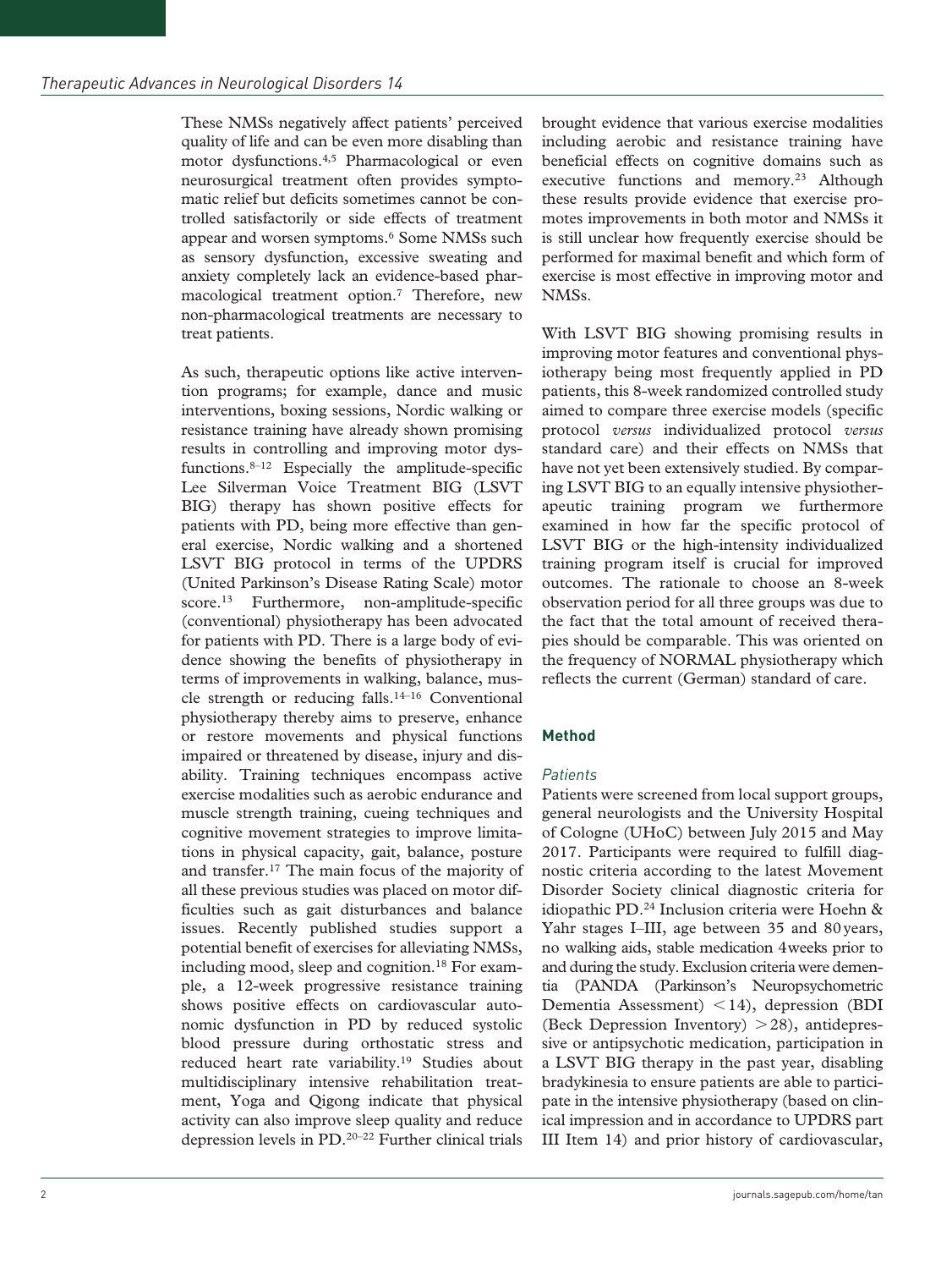These NMSs negatively affect patients' perceived quality of life and can be even more disabling than motor dysfunctions.[4,5] Pharmacological or even neurosurgical treatment often provides symptomatic relief but deficits sometimes cannot be controlled satisfactorily or side effects of treatment appear and worsen symptoms.[6] Some NMSs such as sensory dysfunction, excessive sweating and anxiety completely lack an evidence-based pharmacological treatment option.[7] Therefore, new non-pharmacological treatments are necessary to treat patients.

As such, therapeutic options like active intervention programs; for example, dance and music interventions, boxing sessions, Nordic walking or resistance training have already shown promising results in controlling and improving motor dysfunctions.[8–12] Especially the amplitude-specific Lee Silverman Voice Treatment BIG (LSVT BIG) therapy has shown positive effects for patients with PD, being more effective than general exercise, Nordic walking and a shortened LSVT BIG protocol in terms of the UPDRS (United Parkinson's Disease Rating Scale) motor score.[13] Furthermore, non-amplitude-specific (conventional) physiotherapy has been advocated for patients with PD. There is a large body of evidence showing the benefits of physiotherapy in terms of improvements in walking, balance, muscle strength or reducing falls.[14–16] Conventional physiotherapy thereby aims to preserve, enhance or restore movements and physical functions impaired or threatened by disease, injury and disability. Training techniques encompass active exercise modalities such as aerobic endurance and muscle strength training, cueing techniques and cognitive movement strategies to improve limitations in physical capacity, gait, balance, posture and transfer.[17] The main focus of the majority of all these previous studies was placed on motor difficulties such as gait disturbances and balance issues. Recently published studies support a potential benefit of exercises for alleviating NMSs, including mood, sleep and cognition.[18] For example, a 12-week progressive resistance training shows positive effects on cardiovascular autonomic dysfunction in PD by reduced systolic blood pressure during orthostatic stress and reduced heart rate variability.[19] Studies about multidisciplinary intensive rehabilitation treatment, Yoga and Qigong indicate that physical activity can also improve sleep quality and reduce depression levels in PD.[20–22] Further clinical trials brought evidence that various exercise modalities including aerobic and resistance training have beneficial effects on cognitive domains such as executive functions and memory.[23] Although these results provide evidence that exercise promotes improvements in both motor and NMSs it is still unclear how frequently exercise should be performed for maximal benefit and which form of exercise is most effective in improving motor and NMSs.

With LSVT BIG showing promising results in improving motor features and conventional physiotherapy being most frequently applied in PD patients, this 8-week randomized controlled study aimed to compare three exercise models (specific protocol *versus* individualized protocol *versus* standard care) and their effects on NMSs that have not yet been extensively studied. By comparing LSVT BIG to an equally intensive physiotherapeutic training program we furthermore examined in how far the specific protocol of LSVT BIG or the high-intensity individualized training program itself is crucial for improved outcomes. The rationale to choose an 8-week observation period for all three groups was due to the fact that the total amount of received therapies should be comparable. This was oriented on the frequency of NORMAL physiotherapy which reflects the current (German) standard of care.

## Method

### *Patients*

Patients were screened from local support groups, general neurologists and the University Hospital of Cologne (UHoC) between July 2015 and May 2017. Participants were required to fulfill diagnostic criteria according to the latest Movement Disorder Society clinical diagnostic criteria for idiopathic PD.[24] Inclusion criteria were Hoehn & Yahr stages I–III, age between 35 and 80 years, no walking aids, stable medication 4 weeks prior to and during the study. Exclusion criteria were dementia (PANDA (Parkinson's Neuropsychometric Dementia Assessment) $<14$), depression (BDI (Beck Depression Inventory) $>28$), antidepressive or antipsychotic medication, participation in a LSVT BIG therapy in the past year, disabling bradykinesia to ensure patients are able to participate in the intensive physiotherapy (based on clinical impression and in accordance to UPDRS part III Item 14) and prior history of cardiovascular,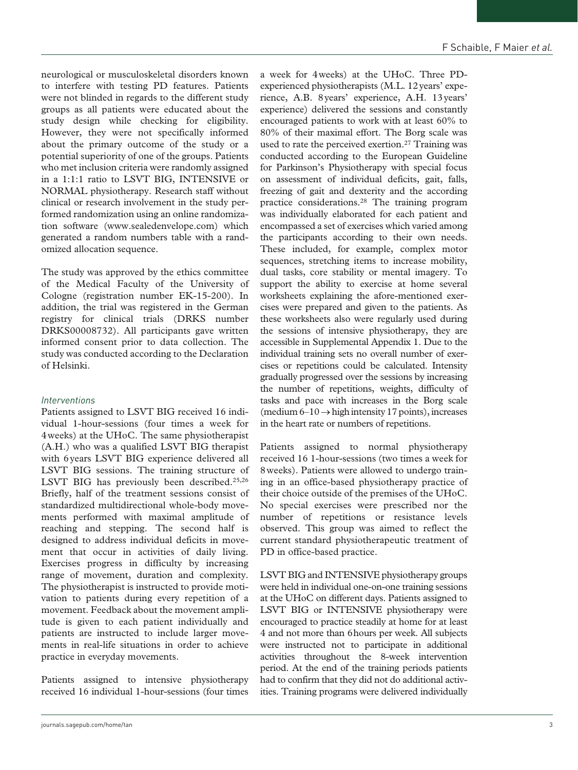neurological or musculoskeletal disorders known to interfere with testing PD features. Patients were not blinded in regards to the different study groups as all patients were educated about the study design while checking for eligibility. However, they were not specifically informed about the primary outcome of the study or a potential superiority of one of the groups. Patients who met inclusion criteria were randomly assigned in a 1:1:1 ratio to LSVT BIG, INTENSIVE or NORMAL physiotherapy. Research staff without clinical or research involvement in the study performed randomization using an online randomization software (www.sealedenvelope.com) which generated a random numbers table with a randomized allocation sequence.

The study was approved by the ethics committee of the Medical Faculty of the University of Cologne (registration number EK-15-200). In addition, the trial was registered in the German registry for clinical trials (DRKS number DRKS00008732). All participants gave written informed consent prior to data collection. The study was conducted according to the Declaration of Helsinki.

### *Interventions*

Patients assigned to LSVT BIG received 16 individual 1-hour-sessions (four times a week for 4 weeks) at the UHoC. The same physiotherapist (A.H.) who was a qualified LSVT BIG therapist with 6 years LSVT BIG experience delivered all LSVT BIG sessions. The training structure of LSVT BIG has previously been described.[25,26] Briefly, half of the treatment sessions consist of standardized multidirectional whole-body movements performed with maximal amplitude of reaching and stepping. The second half is designed to address individual deficits in movement that occur in activities of daily living. Exercises progress in difficulty by increasing range of movement, duration and complexity. The physiotherapist is instructed to provide motivation to patients during every repetition of a movement. Feedback about the movement amplitude is given to each patient individually and patients are instructed to include larger movements in real-life situations in order to achieve practice in everyday movements.

Patients assigned to intensive physiotherapy received 16 individual 1-hour-sessions (four times a week for 4 weeks) at the UHoC. Three PD-experienced physiotherapists (M.L. 12 years' experience, A.B. 8 years' experience, A.H. 13 years' experience) delivered the sessions and constantly encouraged patients to work with at least 60% to 80% of their maximal effort. The Borg scale was used to rate the perceived exertion.[27] Training was conducted according to the European Guideline for Parkinson's Physiotherapy with special focus on assessment of individual deficits, gait, falls, freezing of gait and dexterity and the according practice considerations.[28] The training program was individually elaborated for each patient and encompassed a set of exercises which varied among the participants according to their own needs. These included, for example, complex motor sequences, stretching items to increase mobility, dual tasks, core stability or mental imagery. To support the ability to exercise at home several worksheets explaining the afore-mentioned exercises were prepared and given to the patients. As these worksheets also were regularly used during the sessions of intensive physiotherapy, they are accessible in Supplemental Appendix 1. Due to the individual training sets no overall number of exercises or repetitions could be calculated. Intensity gradually progressed over the sessions by increasing the number of repetitions, weights, difficulty of tasks and pace with increases in the Borg scale (medium 6–10 → high intensity 17 points), increases in the heart rate or numbers of repetitions.

Patients assigned to normal physiotherapy received 16 1-hour-sessions (two times a week for 8 weeks). Patients were allowed to undergo training in an office-based physiotherapy practice of their choice outside of the premises of the UHoC. No special exercises were prescribed nor the number of repetitions or resistance levels observed. This group was aimed to reflect the current standard physiotherapeutic treatment of PD in office-based practice.

LSVT BIG and INTENSIVE physiotherapy groups were held in individual one-on-one training sessions at the UHoC on different days. Patients assigned to LSVT BIG or INTENSIVE physiotherapy were encouraged to practice steadily at home for at least 4 and not more than 6 hours per week. All subjects were instructed not to participate in additional activities throughout the 8-week intervention period. At the end of the training periods patients had to confirm that they did not do additional activities. Training programs were delivered individually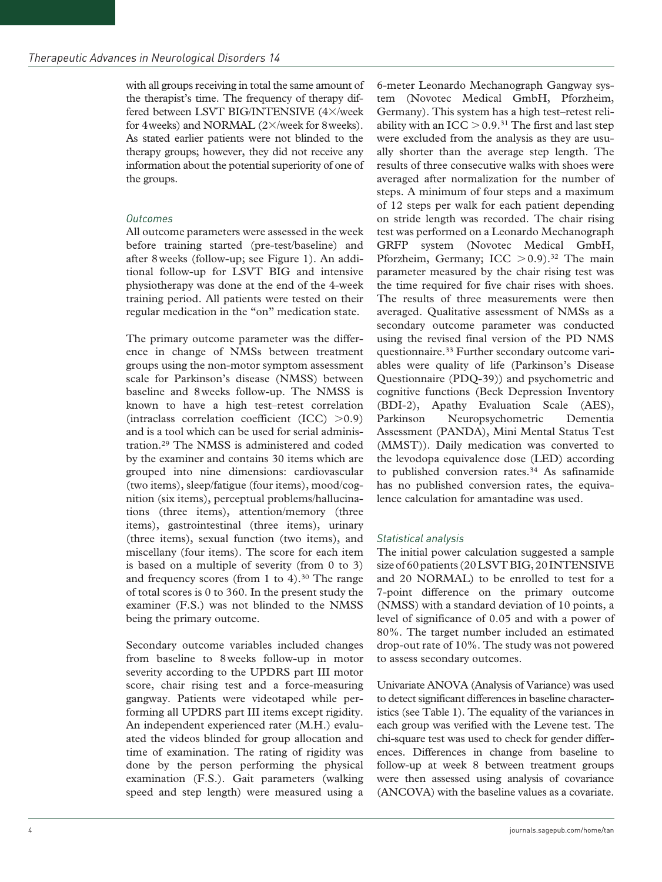with all groups receiving in total the same amount of the therapist's time. The frequency of therapy differed between LSVT BIG/INTENSIVE (4×/week for 4 weeks) and NORMAL (2×/week for 8 weeks). As stated earlier patients were not blinded to the therapy groups; however, they did not receive any information about the potential superiority of one of the groups.

### *Outcomes*

All outcome parameters were assessed in the week before training started (pre-test/baseline) and after 8 weeks (follow-up; see Figure 1). An additional follow-up for LSVT BIG and intensive physiotherapy was done at the end of the 4-week training period. All patients were tested on their regular medication in the "on" medication state.

The primary outcome parameter was the difference in change of NMSs between treatment groups using the non-motor symptom assessment scale for Parkinson's disease (NMSS) between baseline and 8 weeks follow-up. The NMSS is known to have a high test–retest correlation (intraclass correlation coefficient (ICC) $>0.9$) and is a tool which can be used for serial administration.[29] The NMSS is administered and coded by the examiner and contains 30 items which are grouped into nine dimensions: cardiovascular (two items), sleep/fatigue (four items), mood/cognition (six items), perceptual problems/hallucinations (three items), attention/memory (three items), gastrointestinal (three items), urinary (three items), sexual function (two items), and miscellany (four items). The score for each item is based on a multiple of severity (from 0 to 3) and frequency scores (from 1 to 4).[30] The range of total scores is 0 to 360. In the present study the examiner (F.S.) was not blinded to the NMSS being the primary outcome.

Secondary outcome variables included changes from baseline to 8 weeks follow-up in motor severity according to the UPDRS part III motor score, chair rising test and a force-measuring gangway. Patients were videotaped while performing all UPDRS part III items except rigidity. An independent experienced rater (M.H.) evaluated the videos blinded for group allocation and time of examination. The rating of rigidity was done by the person performing the physical examination (F.S.). Gait parameters (walking speed and step length) were measured using a 6-meter Leonardo Mechanograph Gangway system (Novotec Medical GmbH, Pforzheim, Germany). This system has a high test–retest reliability with an ICC $>0.9$.[31] The first and last step were excluded from the analysis as they are usually shorter than the average step length. The results of three consecutive walks with shoes were averaged after normalization for the number of steps. A minimum of four steps and a maximum of 12 steps per walk for each patient depending on stride length was recorded. The chair rising test was performed on a Leonardo Mechanograph GRFP system (Novotec Medical GmbH, Pforzheim, Germany; ICC $>0.9$).[32] The main parameter measured by the chair rising test was the time required for five chair rises with shoes. The results of three measurements were then averaged. Qualitative assessment of NMSs as a secondary outcome parameter was conducted using the revised final version of the PD NMS questionnaire.[33] Further secondary outcome variables were quality of life (Parkinson's Disease Questionnaire (PDQ-39)) and psychometric and cognitive functions (Beck Depression Inventory (BDI-2), Apathy Evaluation Scale (AES), Parkinson Neuropsychometric Dementia Assessment (PANDA), Mini Mental Status Test (MMST)). Daily medication was converted to the levodopa equivalence dose (LED) according to published conversion rates.[34] As safinamide has no published conversion rates, the equivalence calculation for amantadine was used.

### *Statistical analysis*

The initial power calculation suggested a sample size of 60 patients (20 LSVT BIG, 20 INTENSIVE and 20 NORMAL) to be enrolled to test for a 7-point difference on the primary outcome (NMSS) with a standard deviation of 10 points, a level of significance of 0.05 and with a power of 80%. The target number included an estimated drop-out rate of 10%. The study was not powered to assess secondary outcomes.

Univariate ANOVA (Analysis of Variance) was used to detect significant differences in baseline characteristics (see Table 1). The equality of the variances in each group was verified with the Levene test. The chi-square test was used to check for gender differences. Differences in change from baseline to follow-up at week 8 between treatment groups were then assessed using analysis of covariance (ANCOVA) with the baseline values as a covariate.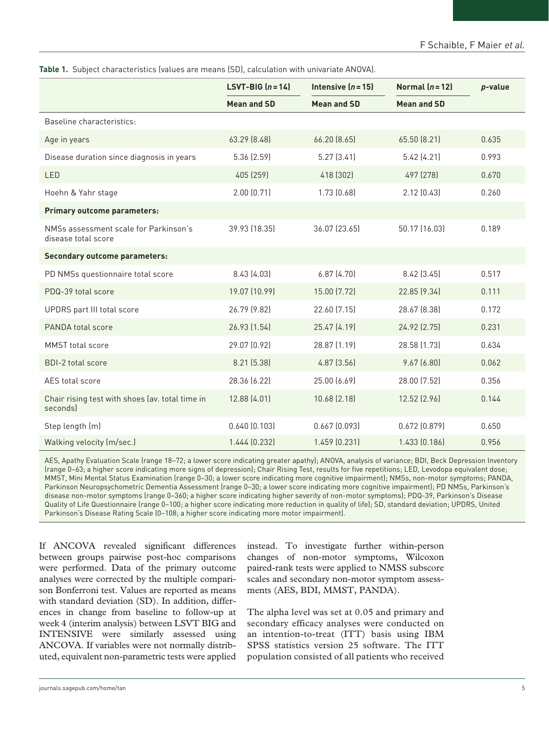**Table 1.** Subject characteristics (values are means (SD), calculation with univariate ANOVA).

| | LSVT-BIG ($n = 14$) | Intensive ($n = 15$) | Normal ($n = 12$) | $p$-value |
|---|---|---|---|---|
| | Mean and SD | Mean and SD | Mean and SD | |
| Baseline characteristics: | | | | |
| Age in years | 63.29 (8.48) | 66.20 (8.65) | 65.50 (8.21) | 0.635 |
| Disease duration since diagnosis in years | 5.36 (2.59) | 5.27 (3.41) | 5.42 (4.21) | 0.993 |
| LED | 405 (259) | 418 (302) | 497 (278) | 0.670 |
| Hoehn & Yahr stage | 2.00 (0.71) | 1.73 (0.68) | 2.12 (0.43) | 0.260 |
| **Primary outcome parameters:** | | | | |
| NMSs assessment scale for Parkinson's disease total score | 39.93 (18.35) | 36.07 (23.65) | 50.17 (16.03) | 0.189 |
| **Secondary outcome parameters:** | | | | |
| PD NMSs questionnaire total score | 8.43 (4.03) | 6.87 (4.70) | 8.42 (3.45) | 0.517 |
| PDQ-39 total score | 19.07 (10.99) | 15.00 (7.72) | 22.85 (9.34) | 0.111 |
| UPDRS part III total score | 26.79 (9.82) | 22.60 (7.15) | 28.67 (8.38) | 0.172 |
| PANDA total score | 26.93 (1.54) | 25.47 (4.19) | 24.92 (2.75) | 0.231 |
| MMST total score | 29.07 (0.92) | 28.87 (1.19) | 28.58 (1.73) | 0.634 |
| BDI-2 total score | 8.21 (5.38) | 4.87 (3.56) | 9.67 (6.80) | 0.062 |
| AES total score | 28.36 (6.22) | 25.00 (6.69) | 28.00 (7.52) | 0.356 |
| Chair rising test with shoes (av. total time in seconds) | 12.88 (4.01) | 10.68 (2.18) | 12.52 (2.96) | 0.144 |
| Step length (m) | 0.640 (0.103) | 0.667 (0.093) | 0.672 (0.879) | 0.650 |
| Walking velocity (m/sec.) | 1.444 (0.232) | 1.459 (0.231) | 1.433 (0.186) | 0.956 |

AES, Apathy Evaluation Scale (range 18–72; a lower score indicating greater apathy); ANOVA, analysis of variance; BDI, Beck Depression Inventory (range 0–63; a higher score indicating more signs of depression); Chair Rising Test, results for five repetitions; LED, Levodopa equivalent dose; MMST, Mini Mental Status Examination (range 0–30; a lower score indicating more cognitive impairment); NMSs, non-motor symptoms; PANDA, Parkinson Neuropsychometric Dementia Assessment (range 0–30; a lower score indicating more cognitive impairment); PD NMSs, Parkinson's disease non-motor symptoms (range 0–360; a higher score indicating higher severity of non-motor symptoms); PDQ-39, Parkinson's Disease Quality of Life Questionnaire (range 0–100; a higher score indicating more reduction in quality of life); SD, standard deviation; UPDRS, United Parkinson's Disease Rating Scale (0–108; a higher score indicating more motor impairment).

If ANCOVA revealed significant differences between groups pairwise post-hoc comparisons were performed. Data of the primary outcome analyses were corrected by the multiple comparison Bonferroni test. Values are reported as means with standard deviation (SD). In addition, differences in change from baseline to follow-up at week 4 (interim analysis) between LSVT BIG and INTENSIVE were similarly assessed using ANCOVA. If variables were not normally distributed, equivalent non-parametric tests were applied instead. To investigate further within-person changes of non-motor symptoms, Wilcoxon paired-rank tests were applied to NMSS subscore scales and secondary non-motor symptom assessments (AES, BDI, MMST, PANDA).

The alpha level was set at 0.05 and primary and secondary efficacy analyses were conducted on an intention-to-treat (ITT) basis using IBM SPSS statistics version 25 software. The ITT population consisted of all patients who received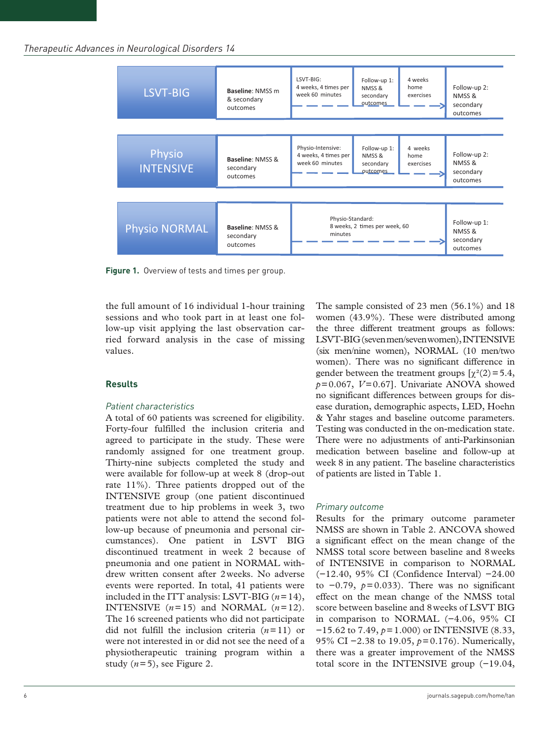| Group | Baseline | Intervention | Follow-up 1 | Home | Follow-up 2 |
|---|---|---|---|---|---|
| LSVT-BIG | **Baseline**: NMSS m & secondary outcomes | LSVT-BIG: 4 weeks, 4 times per week 60 minutes | Follow-up 1: NMSS & secondary outcomes | 4 weeks home exercises | Follow-up 2: NMSS & secondary outcomes |
| Physio INTENSIVE | **Baseline**: NMSS & secondary outcomes | Physio-Intensive: 4 weeks, 4 times per week 60 minutes | Follow-up 1: NMSS & secondary outcomes | 4 weeks home exercises | Follow-up 2: NMSS & secondary outcomes |
| Physio NORMAL | **Baseline**: NMSS & secondary outcomes | Physio-Standard: 8 weeks, 2 times per week, 60 minutes | | | Follow-up 1: NMSS & secondary outcomes |

**Figure 1.** Overview of tests and times per group.

the full amount of 16 individual 1-hour training sessions and who took part in at least one follow-up visit applying the last observation carried forward analysis in the case of missing values.

## Results

### *Patient characteristics*

A total of 60 patients was screened for eligibility. Forty-four fulfilled the inclusion criteria and agreed to participate in the study. These were randomly assigned for one treatment group. Thirty-nine subjects completed the study and were available for follow-up at week 8 (drop-out rate 11%). Three patients dropped out of the INTENSIVE group (one patient discontinued treatment due to hip problems in week 3, two patients were not able to attend the second follow-up visit because of pneumonia and personal circumstances). One patient in LSVT BIG discontinued treatment in week 2 because of pneumonia and one patient in NORMAL withdrew written consent after 2 weeks. No adverse events were reported. In total, 41 patients were included in the ITT analysis: LSVT-BIG ($n=14$), INTENSIVE ($n=15$) and NORMAL ($n=12$). The 16 screened patients who did not participate did not fulfill the inclusion criteria ($n=11$) or were not interested in or did not see the need of a physiotherapeutic training program within a study ($n=5$), see Figure 2.

The sample consisted of 23 men (56.1%) and 18 women (43.9%). These were distributed among the three different treatment groups as follows: LSVT-BIG (seven men/seven women), INTENSIVE (six men/nine women), NORMAL (10 men/two women). There was no significant difference in gender between the treatment groups [$\chi^2(2)=5.4$, $p=0.067$, $V=0.67$]. Univariate ANOVA showed no significant differences between groups for disease duration, demographic aspects, LED, Hoehn & Yahr stages and baseline outcome parameters. Testing was conducted in the on-medication state. There were no adjustments of anti-Parkinsonian medication between baseline and follow-up at week 8 in any patient. The baseline characteristics of patients are listed in Table 1.

### *Primary outcome*

Results for the primary outcome parameter NMSS are shown in Table 2. ANCOVA showed a significant effect on the mean change of the NMSS total score between baseline and 8 weeks of INTENSIVE in comparison to NORMAL (−12.40, 95% CI (Confidence Interval) −24.00 to −0.79, $p=0.033$). There was no significant effect on the mean change of the NMSS total score between baseline and 8 weeks of LSVT BIG in comparison to NORMAL (−4.06, 95% CI −15.62 to 7.49, $p=1.000$) or INTENSIVE (8.33, 95% CI −2.38 to 19.05, $p=0.176$). Numerically, there was a greater improvement of the NMSS total score in the INTENSIVE group (−19.04,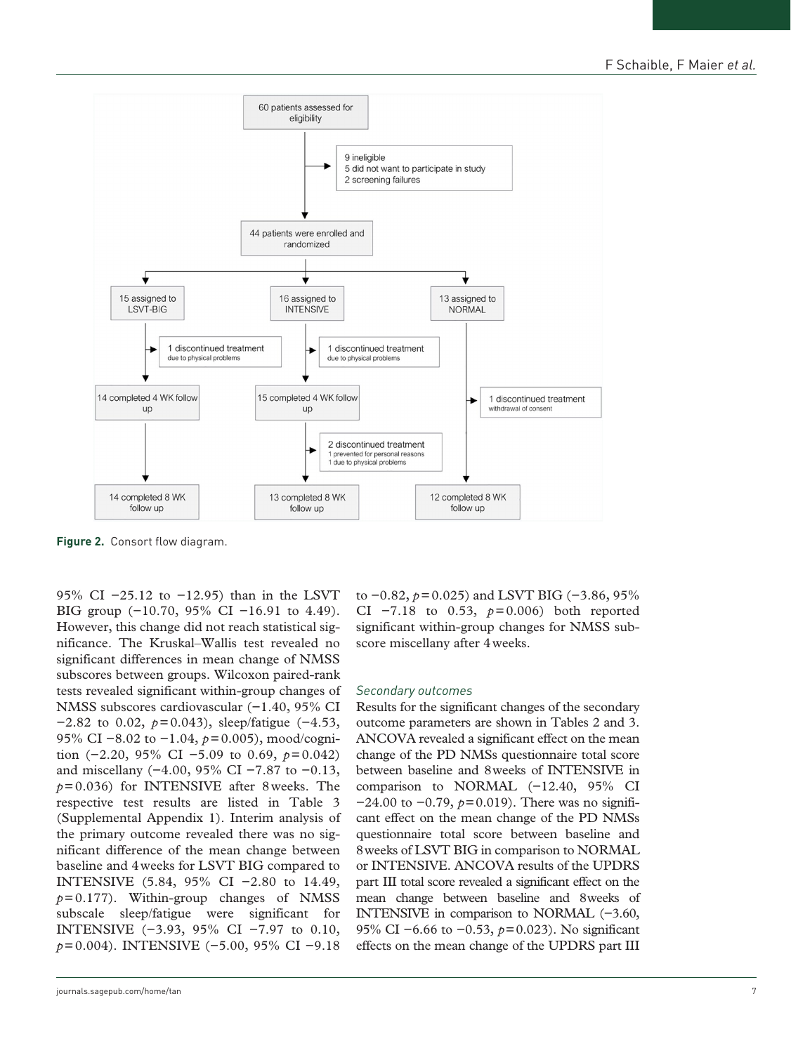60 patients assessed for eligibility

9 ineligible
5 did not want to participate in study
2 screening failures

44 patients were enrolled and randomized

| LSVT-BIG | INTENSIVE | NORMAL |
|---|---|---|
| 15 assigned to LSVT-BIG | 16 assigned to INTENSIVE | 13 assigned to NORMAL |
| 1 discontinued treatment due to physical problems | 1 discontinued treatment due to physical problems | |
| 14 completed 4 WK follow up | 15 completed 4 WK follow up | 1 discontinued treatment withdrawal of consent |
| | 2 discontinued treatment 1 prevented for personal reasons 1 due to physical problems | |
| 14 completed 8 WK follow up | 13 completed 8 WK follow up | 12 completed 8 WK follow up |

**Figure 2.** Consort flow diagram.

95% CI −25.12 to −12.95) than in the LSVT BIG group (−10.70, 95% CI −16.91 to 4.49). However, this change did not reach statistical significance. The Kruskal–Wallis test revealed no significant differences in mean change of NMSS subscores between groups. Wilcoxon paired-rank tests revealed significant within-group changes of NMSS subscores cardiovascular (−1.40, 95% CI −2.82 to 0.02, $p=0.043$), sleep/fatigue (−4.53, 95% CI −8.02 to −1.04, $p=0.005$), mood/cognition (−2.20, 95% CI −5.09 to 0.69, $p=0.042$) and miscellany (−4.00, 95% CI −7.87 to −0.13, $p=0.036$) for INTENSIVE after 8 weeks. The respective test results are listed in Table 3 (Supplemental Appendix 1). Interim analysis of the primary outcome revealed there was no significant difference of the mean change between baseline and 4 weeks for LSVT BIG compared to INTENSIVE (5.84, 95% CI −2.80 to 14.49, $p=0.177$). Within-group changes of NMSS subscale sleep/fatigue were significant for INTENSIVE (−3.93, 95% CI −7.97 to 0.10, $p=0.004$). INTENSIVE (−5.00, 95% CI −9.18 to −0.82, $p=0.025$) and LSVT BIG (−3.86, 95% CI −7.18 to 0.53, $p=0.006$) both reported significant within-group changes for NMSS subscore miscellany after 4 weeks.

### *Secondary outcomes*

Results for the significant changes of the secondary outcome parameters are shown in Tables 2 and 3. ANCOVA revealed a significant effect on the mean change of the PD NMSs questionnaire total score between baseline and 8 weeks of INTENSIVE in comparison to NORMAL (−12.40, 95% CI −24.00 to −0.79, $p=0.019$). There was no significant effect on the mean change of the PD NMSs questionnaire total score between baseline and 8 weeks of LSVT BIG in comparison to NORMAL or INTENSIVE. ANCOVA results of the UPDRS part III total score revealed a significant effect on the mean change between baseline and 8 weeks of INTENSIVE in comparison to NORMAL (−3.60, 95% CI −6.66 to −0.53, $p=0.023$). No significant effects on the mean change of the UPDRS part III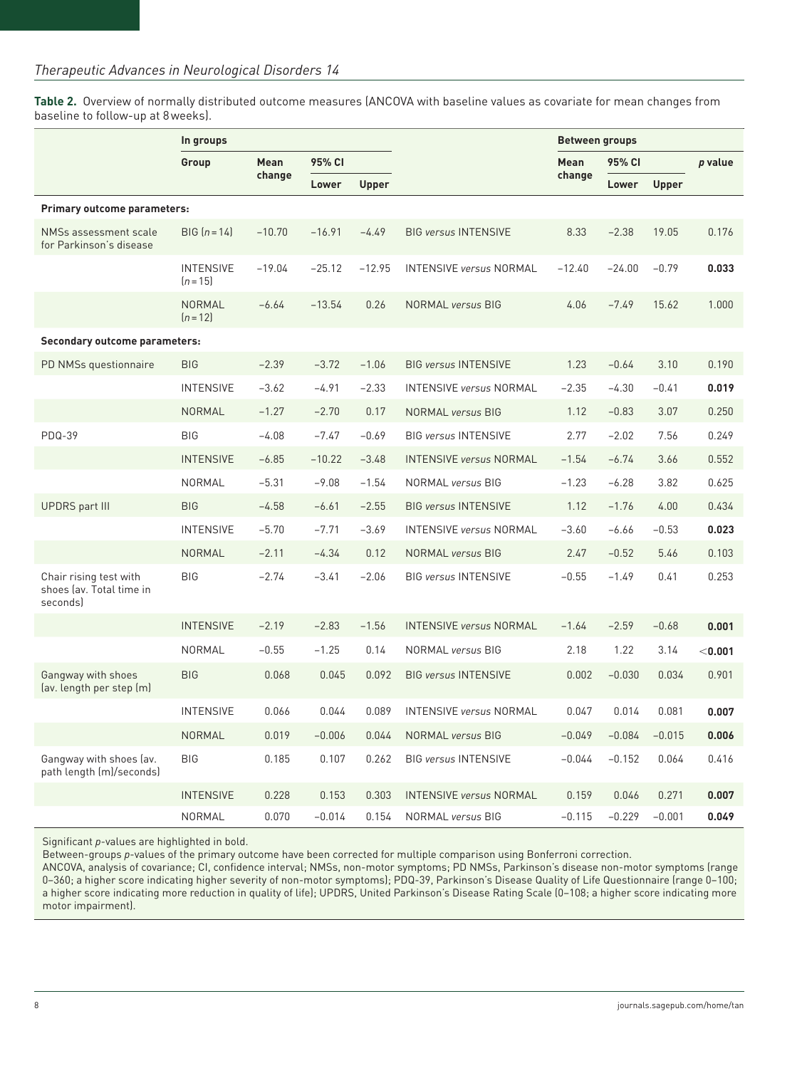**Table 2.** Overview of normally distributed outcome measures (ANCOVA with baseline values as covariate for mean changes from baseline to follow-up at 8 weeks).

| | In groups | | | | Between groups | | | | |
|---|---|---|---|---|---|---|---|---|---|
| | Group | Mean change | 95% CI | | | Mean change | 95% CI | | *p* value |
| | | | Lower | Upper | | | Lower | Upper | |
| **Primary outcome parameters:** | | | | | | | | | |
| NMSs assessment scale for Parkinson's disease | BIG (*n* = 14) | −10.70 | −16.91 | −4.49 | BIG *versus* INTENSIVE | 8.33 | −2.38 | 19.05 | 0.176 |
| | INTENSIVE (*n* = 15) | −19.04 | −25.12 | −12.95 | INTENSIVE *versus* NORMAL | −12.40 | −24.00 | −0.79 | **0.033** |
| | NORMAL (*n* = 12) | −6.64 | −13.54 | 0.26 | NORMAL *versus* BIG | 4.06 | −7.49 | 15.62 | 1.000 |
| **Secondary outcome parameters:** | | | | | | | | | |
| PD NMSs questionnaire | BIG | −2.39 | −3.72 | −1.06 | BIG *versus* INTENSIVE | 1.23 | −0.64 | 3.10 | 0.190 |
| | INTENSIVE | −3.62 | −4.91 | −2.33 | INTENSIVE *versus* NORMAL | −2.35 | −4.30 | −0.41 | **0.019** |
| | NORMAL | −1.27 | −2.70 | 0.17 | NORMAL *versus* BIG | 1.12 | −0.83 | 3.07 | 0.250 |
| PDQ-39 | BIG | −4.08 | −7.47 | −0.69 | BIG *versus* INTENSIVE | 2.77 | −2.02 | 7.56 | 0.249 |
| | INTENSIVE | −6.85 | −10.22 | −3.48 | INTENSIVE *versus* NORMAL | −1.54 | −6.74 | 3.66 | 0.552 |
| | NORMAL | −5.31 | −9.08 | −1.54 | NORMAL *versus* BIG | −1.23 | −6.28 | 3.82 | 0.625 |
| UPDRS part III | BIG | −4.58 | −6.61 | −2.55 | BIG *versus* INTENSIVE | 1.12 | −1.76 | 4.00 | 0.434 |
| | INTENSIVE | −5.70 | −7.71 | −3.69 | INTENSIVE *versus* NORMAL | −3.60 | −6.66 | −0.53 | **0.023** |
| | NORMAL | −2.11 | −4.34 | 0.12 | NORMAL *versus* BIG | 2.47 | −0.52 | 5.46 | 0.103 |
| Chair rising test with shoes (av. Total time in seconds) | BIG | −2.74 | −3.41 | −2.06 | BIG *versus* INTENSIVE | −0.55 | −1.49 | 0.41 | 0.253 |
| | INTENSIVE | −2.19 | −2.83 | −1.56 | INTENSIVE *versus* NORMAL | −1.64 | −2.59 | −0.68 | **0.001** |
| | NORMAL | −0.55 | −1.25 | 0.14 | NORMAL *versus* BIG | 2.18 | 1.22 | 3.14 | **<0.001** |
| Gangway with shoes (av. length per step (m) | BIG | 0.068 | 0.045 | 0.092 | BIG *versus* INTENSIVE | 0.002 | −0.030 | 0.034 | 0.901 |
| | INTENSIVE | 0.066 | 0.044 | 0.089 | INTENSIVE *versus* NORMAL | 0.047 | 0.014 | 0.081 | **0.007** |
| | NORMAL | 0.019 | −0.006 | 0.044 | NORMAL *versus* BIG | −0.049 | −0.084 | −0.015 | **0.006** |
| Gangway with shoes (av. path length (m)/seconds) | BIG | 0.185 | 0.107 | 0.262 | BIG *versus* INTENSIVE | −0.044 | −0.152 | 0.064 | 0.416 |
| | INTENSIVE | 0.228 | 0.153 | 0.303 | INTENSIVE *versus* NORMAL | 0.159 | 0.046 | 0.271 | **0.007** |
| | NORMAL | 0.070 | −0.014 | 0.154 | NORMAL *versus* BIG | −0.115 | −0.229 | −0.001 | **0.049** |

Significant *p*-values are highlighted in bold.
Between-groups *p*-values of the primary outcome have been corrected for multiple comparison using Bonferroni correction.
ANCOVA, analysis of covariance; CI, confidence interval; NMSs, non-motor symptoms; PD NMSs, Parkinson's disease non-motor symptoms (range 0–360; a higher score indicating higher severity of non-motor symptoms); PDQ-39, Parkinson's Disease Quality of Life Questionnaire (range 0–100; a higher score indicating more reduction in quality of life); UPDRS, United Parkinson's Disease Rating Scale (0–108; a higher score indicating more motor impairment).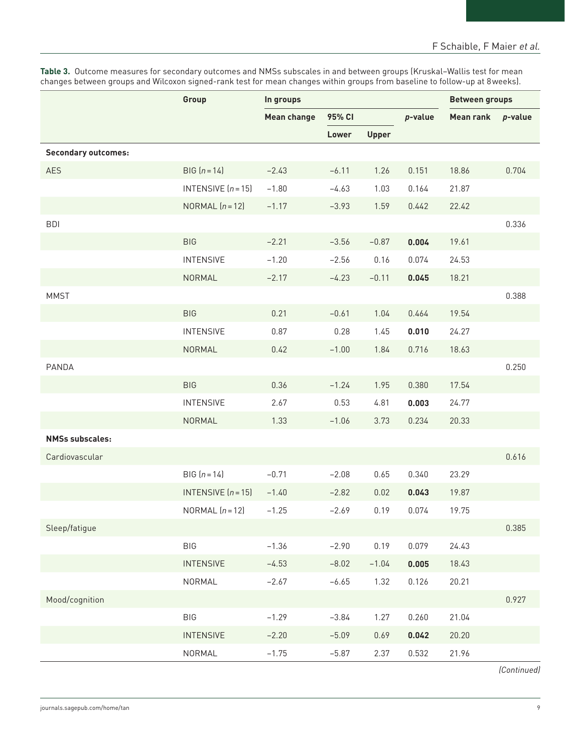**Table 3.** Outcome measures for secondary outcomes and NMSs subscales in and between groups (Kruskal–Wallis test for mean changes between groups and Wilcoxon signed-rank test for mean changes within groups from baseline to follow-up at 8 weeks).

| | Group | In groups | | | | Between groups | |
|---|---|---|---|---|---|---|---|
| | | Mean change | 95% CI | | *p*-value | Mean rank | *p*-value |
| | | | Lower | Upper | | | |
| **Secondary outcomes:** | | | | | | | |
| AES | BIG ($n = 14$) | −2.43 | −6.11 | 1.26 | 0.151 | 18.86 | 0.704 |
| | INTENSIVE ($n = 15$) | −1.80 | −4.63 | 1.03 | 0.164 | 21.87 | |
| | NORMAL ($n = 12$) | −1.17 | −3.93 | 1.59 | 0.442 | 22.42 | |
| BDI | | | | | | | 0.336 |
| | BIG | −2.21 | −3.56 | −0.87 | **0.004** | 19.61 | |
| | INTENSIVE | −1.20 | −2.56 | 0.16 | 0.074 | 24.53 | |
| | NORMAL | −2.17 | −4.23 | −0.11 | **0.045** | 18.21 | |
| MMST | | | | | | | 0.388 |
| | BIG | 0.21 | −0.61 | 1.04 | 0.464 | 19.54 | |
| | INTENSIVE | 0.87 | 0.28 | 1.45 | **0.010** | 24.27 | |
| | NORMAL | 0.42 | −1.00 | 1.84 | 0.716 | 18.63 | |
| PANDA | | | | | | | 0.250 |
| | BIG | 0.36 | −1.24 | 1.95 | 0.380 | 17.54 | |
| | INTENSIVE | 2.67 | 0.53 | 4.81 | **0.003** | 24.77 | |
| | NORMAL | 1.33 | −1.06 | 3.73 | 0.234 | 20.33 | |
| **NMSs subscales:** | | | | | | | |
| Cardiovascular | | | | | | | 0.616 |
| | BIG ($n = 14$) | −0.71 | −2.08 | 0.65 | 0.340 | 23.29 | |
| | INTENSIVE ($n = 15$) | −1.40 | −2.82 | 0.02 | **0.043** | 19.87 | |
| | NORMAL ($n = 12$) | −1.25 | −2.69 | 0.19 | 0.074 | 19.75 | |
| Sleep/fatigue | | | | | | | 0.385 |
| | BIG | −1.36 | −2.90 | 0.19 | 0.079 | 24.43 | |
| | INTENSIVE | −4.53 | −8.02 | −1.04 | **0.005** | 18.43 | |
| | NORMAL | −2.67 | −6.65 | 1.32 | 0.126 | 20.21 | |
| Mood/cognition | | | | | | | 0.927 |
| | BIG | −1.29 | −3.84 | 1.27 | 0.260 | 21.04 | |
| | INTENSIVE | −2.20 | −5.09 | 0.69 | **0.042** | 20.20 | |
| | NORMAL | −1.75 | −5.87 | 2.37 | 0.532 | 21.96 | |

*(Continued)*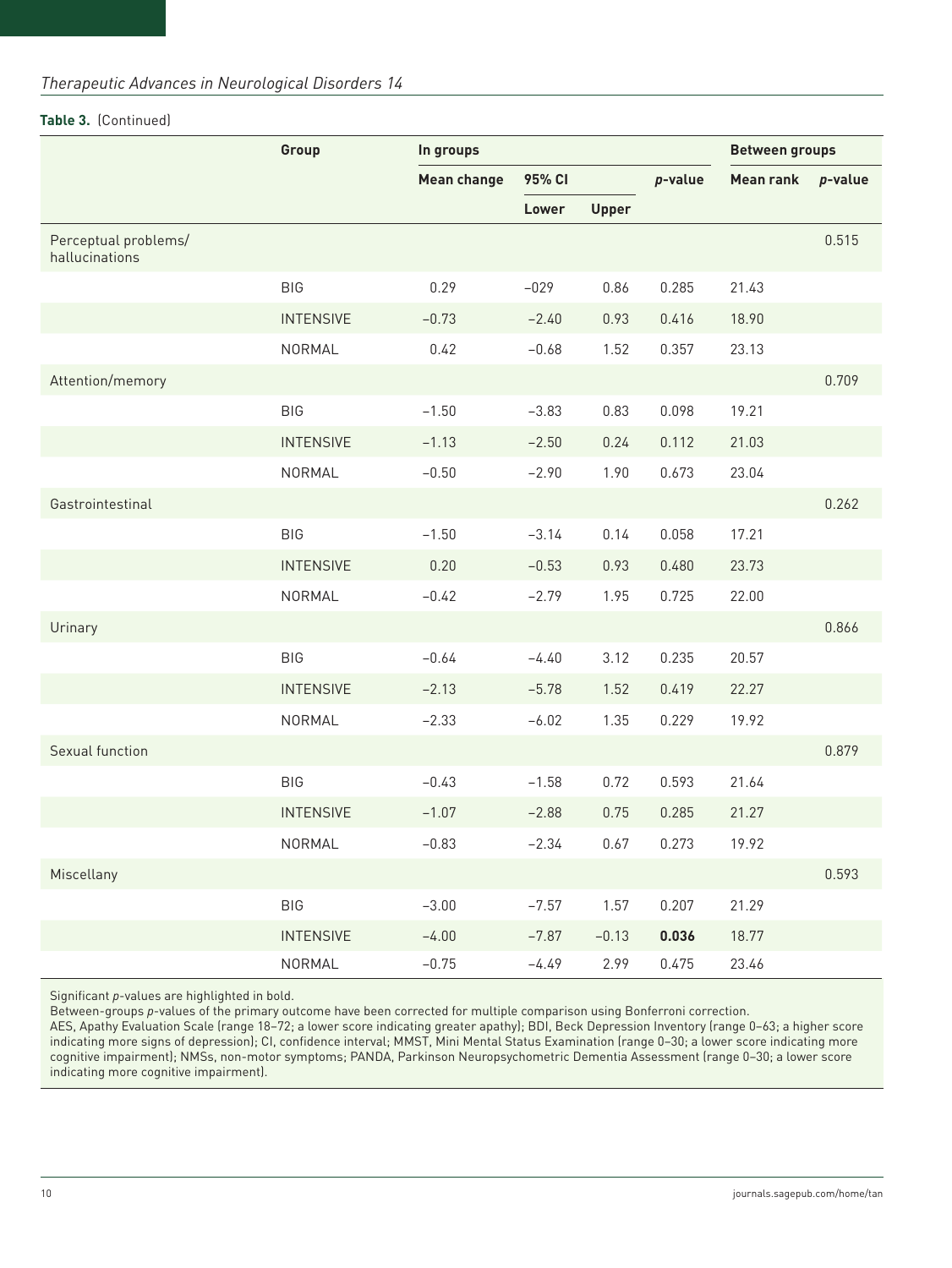**Table 3.** (Continued)

| | Group | In groups | | | | Between groups | |
|---|---|---|---|---|---|---|---|
| | | Mean change | 95% CI | | *p*-value | Mean rank | *p*-value |
| | | | Lower | Upper | | | |
| Perceptual problems/ hallucinations | | | | | | | 0.515 |
| | BIG | 0.29 | −029 | 0.86 | 0.285 | 21.43 | |
| | INTENSIVE | −0.73 | −2.40 | 0.93 | 0.416 | 18.90 | |
| | NORMAL | 0.42 | −0.68 | 1.52 | 0.357 | 23.13 | |
| Attention/memory | | | | | | | 0.709 |
| | BIG | −1.50 | −3.83 | 0.83 | 0.098 | 19.21 | |
| | INTENSIVE | −1.13 | −2.50 | 0.24 | 0.112 | 21.03 | |
| | NORMAL | −0.50 | −2.90 | 1.90 | 0.673 | 23.04 | |
| Gastrointestinal | | | | | | | 0.262 |
| | BIG | −1.50 | −3.14 | 0.14 | 0.058 | 17.21 | |
| | INTENSIVE | 0.20 | −0.53 | 0.93 | 0.480 | 23.73 | |
| | NORMAL | −0.42 | −2.79 | 1.95 | 0.725 | 22.00 | |
| Urinary | | | | | | | 0.866 |
| | BIG | −0.64 | −4.40 | 3.12 | 0.235 | 20.57 | |
| | INTENSIVE | −2.13 | −5.78 | 1.52 | 0.419 | 22.27 | |
| | NORMAL | −2.33 | −6.02 | 1.35 | 0.229 | 19.92 | |
| Sexual function | | | | | | | 0.879 |
| | BIG | −0.43 | −1.58 | 0.72 | 0.593 | 21.64 | |
| | INTENSIVE | −1.07 | −2.88 | 0.75 | 0.285 | 21.27 | |
| | NORMAL | −0.83 | −2.34 | 0.67 | 0.273 | 19.92 | |
| Miscellany | | | | | | | 0.593 |
| | BIG | −3.00 | −7.57 | 1.57 | 0.207 | 21.29 | |
| | INTENSIVE | −4.00 | −7.87 | −0.13 | **0.036** | 18.77 | |
| | NORMAL | −0.75 | −4.49 | 2.99 | 0.475 | 23.46 | |

Significant *p*-values are highlighted in bold.
Between-groups *p*-values of the primary outcome have been corrected for multiple comparison using Bonferroni correction.
AES, Apathy Evaluation Scale (range 18–72; a lower score indicating greater apathy); BDI, Beck Depression Inventory (range 0–63; a higher score indicating more signs of depression); CI, confidence interval; MMST, Mini Mental Status Examination (range 0–30; a lower score indicating more cognitive impairment); NMSs, non-motor symptoms; PANDA, Parkinson Neuropsychometric Dementia Assessment (range 0–30; a lower score indicating more cognitive impairment).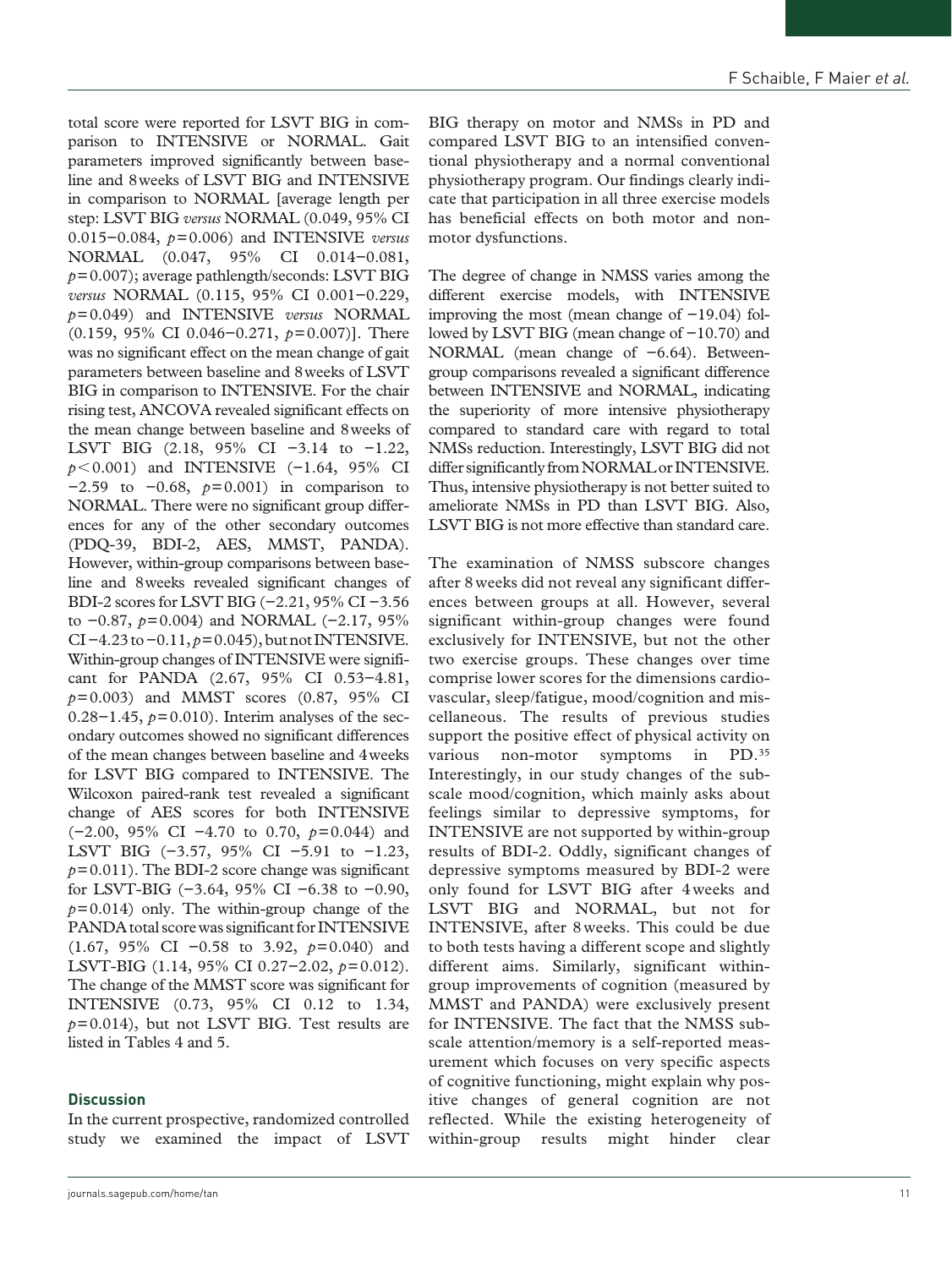total score were reported for LSVT BIG in comparison to INTENSIVE or NORMAL. Gait parameters improved significantly between baseline and 8 weeks of LSVT BIG and INTENSIVE in comparison to NORMAL [average length per step: LSVT BIG *versus* NORMAL (0.049, 95% CI 0.015–0.084, $p=0.006$) and INTENSIVE *versus* NORMAL (0.047, 95% CI 0.014–0.081, $p=0.007$); average pathlength/seconds: LSVT BIG *versus* NORMAL (0.115, 95% CI 0.001–0.229, $p=0.049$) and INTENSIVE *versus* NORMAL (0.159, 95% CI 0.046–0.271, $p=0.007$)]. There was no significant effect on the mean change of gait parameters between baseline and 8 weeks of LSVT BIG in comparison to INTENSIVE. For the chair rising test, ANCOVA revealed significant effects on the mean change between baseline and 8 weeks of LSVT BIG (2.18, 95% CI −3.14 to −1.22, $p<0.001$) and INTENSIVE (−1.64, 95% CI −2.59 to −0.68, $p=0.001$) in comparison to NORMAL. There were no significant group differences for any of the other secondary outcomes (PDQ-39, BDI-2, AES, MMST, PANDA). However, within-group comparisons between baseline and 8 weeks revealed significant changes of BDI-2 scores for LSVT BIG (−2.21, 95% CI −3.56 to −0.87, $p=0.004$) and NORMAL (−2.17, 95% CI −4.23 to −0.11, $p=0.045$), but not INTENSIVE. Within-group changes of INTENSIVE were significant for PANDA (2.67, 95% CI 0.53–4.81, $p=0.003$) and MMST scores (0.87, 95% CI 0.28–1.45, $p=0.010$). Interim analyses of the secondary outcomes showed no significant differences of the mean changes between baseline and 4 weeks for LSVT BIG compared to INTENSIVE. The Wilcoxon paired-rank test revealed a significant change of AES scores for both INTENSIVE (−2.00, 95% CI −4.70 to 0.70, $p=0.044$) and LSVT BIG (−3.57, 95% CI −5.91 to −1.23, $p=0.011$). The BDI-2 score change was significant for LSVT-BIG (−3.64, 95% CI −6.38 to −0.90, $p=0.014$) only. The within-group change of the PANDA total score was significant for INTENSIVE (1.67, 95% CI −0.58 to 3.92, $p=0.040$) and LSVT-BIG (1.14, 95% CI 0.27–2.02, $p=0.012$). The change of the MMST score was significant for INTENSIVE (0.73, 95% CI 0.12 to 1.34, $p=0.014$), but not LSVT BIG. Test results are listed in Tables 4 and 5.

## Discussion

In the current prospective, randomized controlled study we examined the impact of LSVT BIG therapy on motor and NMSs in PD and compared LSVT BIG to an intensified conventional physiotherapy and a normal conventional physiotherapy program. Our findings clearly indicate that participation in all three exercise models has beneficial effects on both motor and non-motor dysfunctions.

The degree of change in NMSS varies among the different exercise models, with INTENSIVE improving the most (mean change of −19.04) followed by LSVT BIG (mean change of −10.70) and NORMAL (mean change of −6.64). Between-group comparisons revealed a significant difference between INTENSIVE and NORMAL, indicating the superiority of more intensive physiotherapy compared to standard care with regard to total NMSs reduction. Interestingly, LSVT BIG did not differ significantly from NORMAL or INTENSIVE. Thus, intensive physiotherapy is not better suited to ameliorate NMSs in PD than LSVT BIG. Also, LSVT BIG is not more effective than standard care.

The examination of NMSS subscore changes after 8 weeks did not reveal any significant differences between groups at all. However, several significant within-group changes were found exclusively for INTENSIVE, but not the other two exercise groups. These changes over time comprise lower scores for the dimensions cardiovascular, sleep/fatigue, mood/cognition and miscellaneous. The results of previous studies support the positive effect of physical activity on various non-motor symptoms in PD.[35] Interestingly, in our study changes of the subscale mood/cognition, which mainly asks about feelings similar to depressive symptoms, for INTENSIVE are not supported by within-group results of BDI-2. Oddly, significant changes of depressive symptoms measured by BDI-2 were only found for LSVT BIG after 4 weeks and LSVT BIG and NORMAL, but not for INTENSIVE, after 8 weeks. This could be due to both tests having a different scope and slightly different aims. Similarly, significant within-group improvements of cognition (measured by MMST and PANDA) were exclusively present for INTENSIVE. The fact that the NMSS subscale attention/memory is a self-reported measurement which focuses on very specific aspects of cognitive functioning, might explain why positive changes of general cognition are not reflected. While the existing heterogeneity of within-group results might hinder clear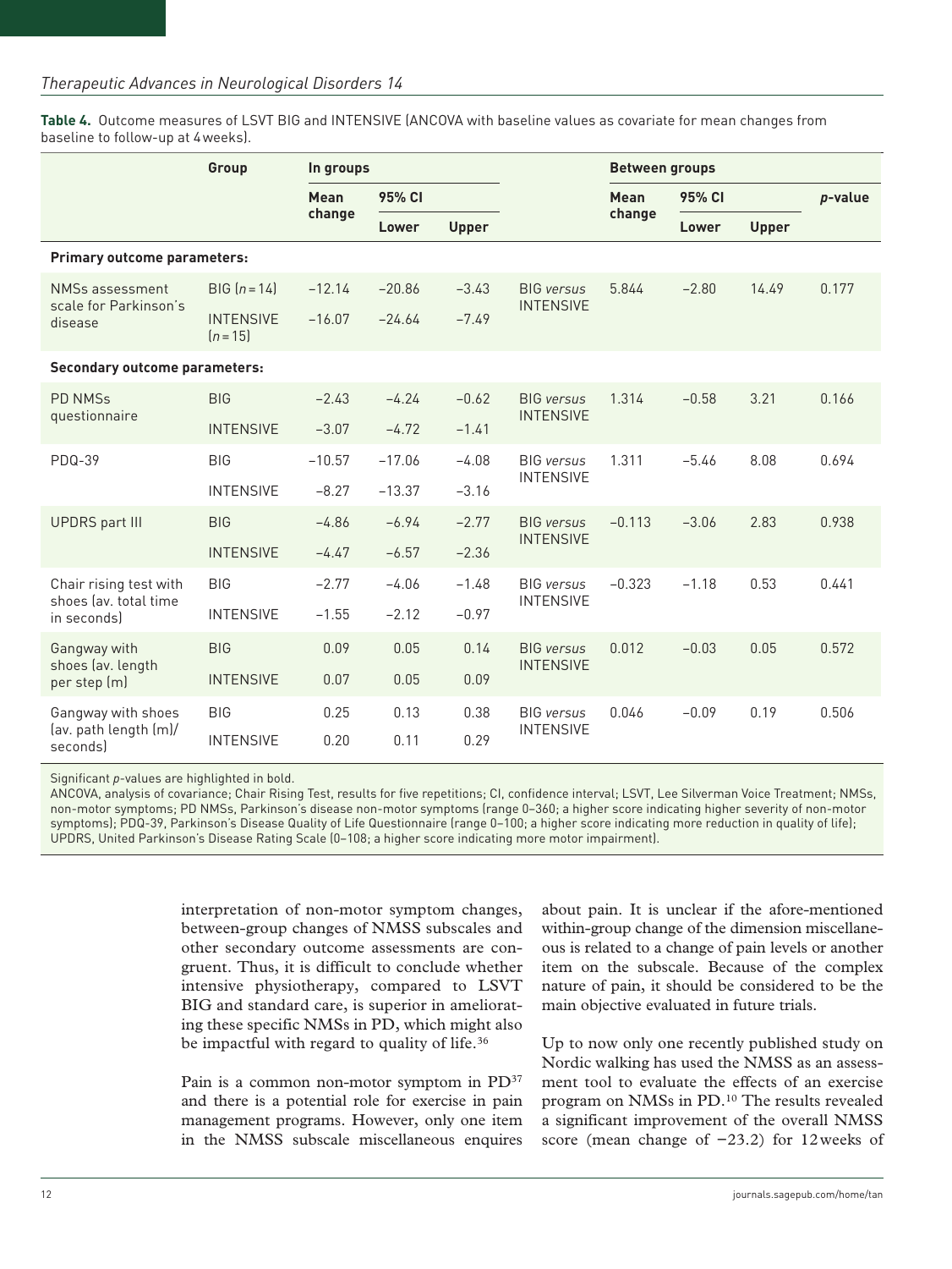**Table 4.** Outcome measures of LSVT BIG and INTENSIVE (ANCOVA with baseline values as covariate for mean changes from baseline to follow-up at 4 weeks).

| | Group | In groups | | | | Between groups | | | |
|---|---|---|---|---|---|---|---|---|---|
| | | Mean change | 95% CI | | | Mean change | 95% CI | | *p*-value |
| | | | Lower | Upper | | | Lower | Upper | |
| **Primary outcome parameters:** | | | | | | | | | |
| NMSs assessment scale for Parkinson's disease | BIG (*n* = 14) | −12.14 | −20.86 | −3.43 | BIG *versus* INTENSIVE | 5.844 | −2.80 | 14.49 | 0.177 |
| | INTENSIVE (*n* = 15) | −16.07 | −24.64 | −7.49 | | | | | |
| **Secondary outcome parameters:** | | | | | | | | | |
| PD NMSs questionnaire | BIG | −2.43 | −4.24 | −0.62 | BIG *versus* INTENSIVE | 1.314 | −0.58 | 3.21 | 0.166 |
| | INTENSIVE | −3.07 | −4.72 | −1.41 | | | | | |
| PDQ-39 | BIG | −10.57 | −17.06 | −4.08 | BIG *versus* INTENSIVE | 1.311 | −5.46 | 8.08 | 0.694 |
| | INTENSIVE | −8.27 | −13.37 | −3.16 | | | | | |
| UPDRS part III | BIG | −4.86 | −6.94 | −2.77 | BIG *versus* INTENSIVE | −0.113 | −3.06 | 2.83 | 0.938 |
| | INTENSIVE | −4.47 | −6.57 | −2.36 | | | | | |
| Chair rising test with shoes (av. total time in seconds) | BIG | −2.77 | −4.06 | −1.48 | BIG *versus* INTENSIVE | −0.323 | −1.18 | 0.53 | 0.441 |
| | INTENSIVE | −1.55 | −2.12 | −0.97 | | | | | |
| Gangway with shoes (av. length per step (m) | BIG | 0.09 | 0.05 | 0.14 | BIG *versus* INTENSIVE | 0.012 | −0.03 | 0.05 | 0.572 |
| | INTENSIVE | 0.07 | 0.05 | 0.09 | | | | | |
| Gangway with shoes (av. path length (m)/ seconds) | BIG | 0.25 | 0.13 | 0.38 | BIG *versus* INTENSIVE | 0.046 | −0.09 | 0.19 | 0.506 |
| | INTENSIVE | 0.20 | 0.11 | 0.29 | | | | | |

Significant *p*-values are highlighted in bold.
ANCOVA, analysis of covariance; Chair Rising Test, results for five repetitions; CI, confidence interval; LSVT, Lee Silverman Voice Treatment; NMSs, non-motor symptoms; PD NMSs, Parkinson's disease non-motor symptoms (range 0–360; a higher score indicating higher severity of non-motor symptoms); PDQ-39, Parkinson's Disease Quality of Life Questionnaire (range 0–100; a higher score indicating more reduction in quality of life); UPDRS, United Parkinson's Disease Rating Scale (0–108; a higher score indicating more motor impairment).

interpretation of non-motor symptom changes, between-group changes of NMSS subscales and other secondary outcome assessments are congruent. Thus, it is difficult to conclude whether intensive physiotherapy, compared to LSVT BIG and standard care, is superior in ameliorating these specific NMSs in PD, which might also be impactful with regard to quality of life.[36]

Pain is a common non-motor symptom in PD[37] and there is a potential role for exercise in pain management programs. However, only one item in the NMSS subscale miscellaneous enquires about pain. It is unclear if the afore-mentioned within-group change of the dimension miscellaneous is related to a change of pain levels or another item on the subscale. Because of the complex nature of pain, it should be considered to be the main objective evaluated in future trials.

Up to now only one recently published study on Nordic walking has used the NMSS as an assessment tool to evaluate the effects of an exercise program on NMSs in PD.[10] The results revealed a significant improvement of the overall NMSS score (mean change of −23.2) for 12 weeks of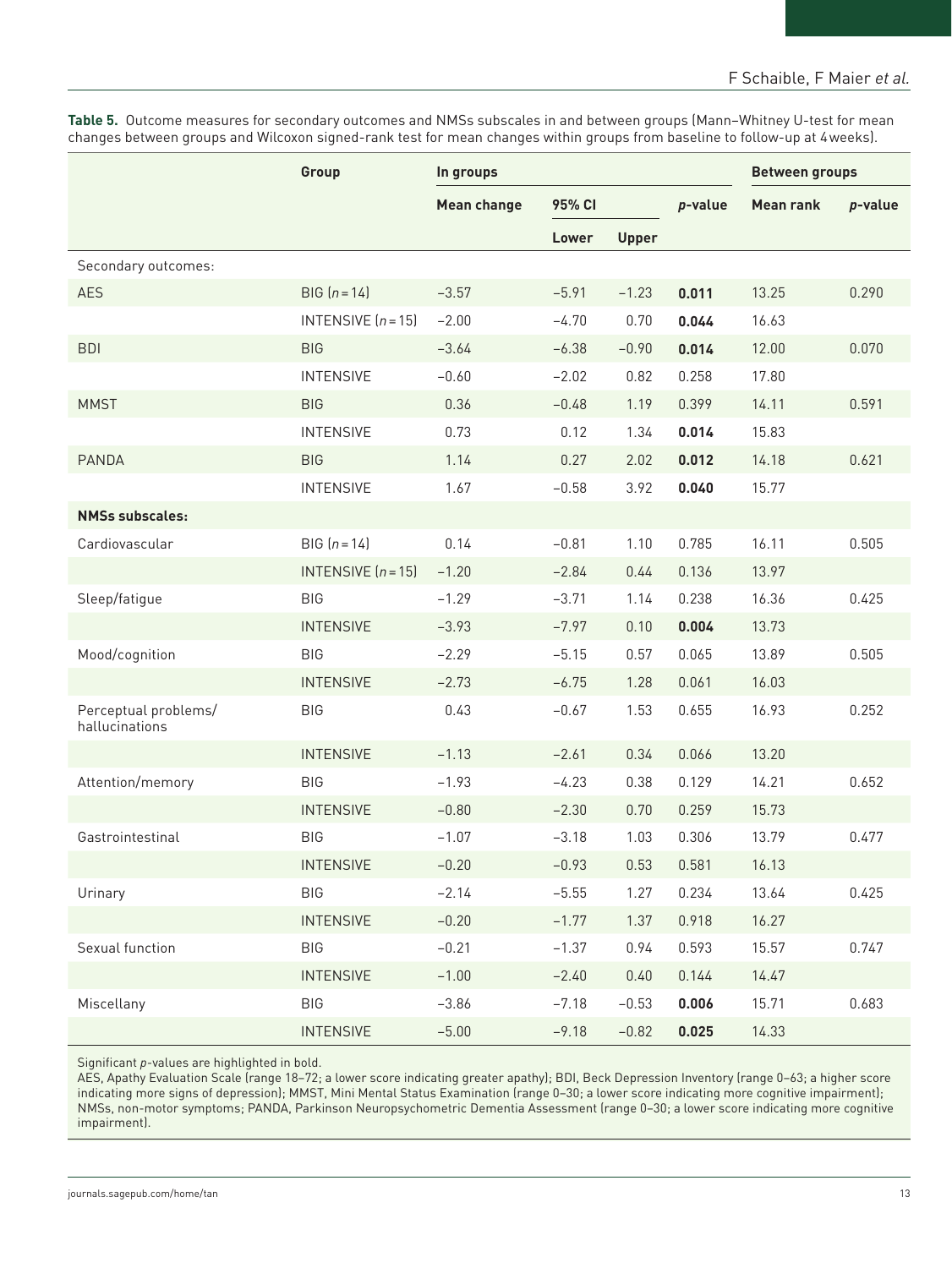**Table 5.** Outcome measures for secondary outcomes and NMSs subscales in and between groups (Mann–Whitney U-test for mean changes between groups and Wilcoxon signed-rank test for mean changes within groups from baseline to follow-up at 4 weeks).

| | Group | In groups | | | | Between groups | |
|---|---|---|---|---|---|---|---|
| | | Mean change | 95% CI | | *p*-value | Mean rank | *p*-value |
| | | | Lower | Upper | | | |
| Secondary outcomes: | | | | | | | |
| AES | BIG ($n$ = 14) | −3.57 | −5.91 | −1.23 | **0.011** | 13.25 | 0.290 |
| | INTENSIVE ($n$ = 15) | −2.00 | −4.70 | 0.70 | **0.044** | 16.63 | |
| BDI | BIG | −3.64 | −6.38 | −0.90 | **0.014** | 12.00 | 0.070 |
| | INTENSIVE | −0.60 | −2.02 | 0.82 | 0.258 | 17.80 | |
| MMST | BIG | 0.36 | −0.48 | 1.19 | 0.399 | 14.11 | 0.591 |
| | INTENSIVE | 0.73 | 0.12 | 1.34 | **0.014** | 15.83 | |
| PANDA | BIG | 1.14 | 0.27 | 2.02 | **0.012** | 14.18 | 0.621 |
| | INTENSIVE | 1.67 | −0.58 | 3.92 | **0.040** | 15.77 | |
| **NMSs subscales:** | | | | | | | |
| Cardiovascular | BIG ($n$ = 14) | 0.14 | −0.81 | 1.10 | 0.785 | 16.11 | 0.505 |
| | INTENSIVE ($n$ = 15) | −1.20 | −2.84 | 0.44 | 0.136 | 13.97 | |
| Sleep/fatigue | BIG | −1.29 | −3.71 | 1.14 | 0.238 | 16.36 | 0.425 |
| | INTENSIVE | −3.93 | −7.97 | 0.10 | **0.004** | 13.73 | |
| Mood/cognition | BIG | −2.29 | −5.15 | 0.57 | 0.065 | 13.89 | 0.505 |
| | INTENSIVE | −2.73 | −6.75 | 1.28 | 0.061 | 16.03 | |
| Perceptual problems/ hallucinations | BIG | 0.43 | −0.67 | 1.53 | 0.655 | 16.93 | 0.252 |
| | INTENSIVE | −1.13 | −2.61 | 0.34 | 0.066 | 13.20 | |
| Attention/memory | BIG | −1.93 | −4.23 | 0.38 | 0.129 | 14.21 | 0.652 |
| | INTENSIVE | −0.80 | −2.30 | 0.70 | 0.259 | 15.73 | |
| Gastrointestinal | BIG | −1.07 | −3.18 | 1.03 | 0.306 | 13.79 | 0.477 |
| | INTENSIVE | −0.20 | −0.93 | 0.53 | 0.581 | 16.13 | |
| Urinary | BIG | −2.14 | −5.55 | 1.27 | 0.234 | 13.64 | 0.425 |
| | INTENSIVE | −0.20 | −1.77 | 1.37 | 0.918 | 16.27 | |
| Sexual function | BIG | −0.21 | −1.37 | 0.94 | 0.593 | 15.57 | 0.747 |
| | INTENSIVE | −1.00 | −2.40 | 0.40 | 0.144 | 14.47 | |
| Miscellany | BIG | −3.86 | −7.18 | −0.53 | **0.006** | 15.71 | 0.683 |
| | INTENSIVE | −5.00 | −9.18 | −0.82 | **0.025** | 14.33 | |

Significant *p*-values are highlighted in bold.
AES, Apathy Evaluation Scale (range 18–72; a lower score indicating greater apathy); BDI, Beck Depression Inventory (range 0–63; a higher score indicating more signs of depression); MMST, Mini Mental Status Examination (range 0–30; a lower score indicating more cognitive impairment); NMSs, non-motor symptoms; PANDA, Parkinson Neuropsychometric Dementia Assessment (range 0–30; a lower score indicating more cognitive impairment).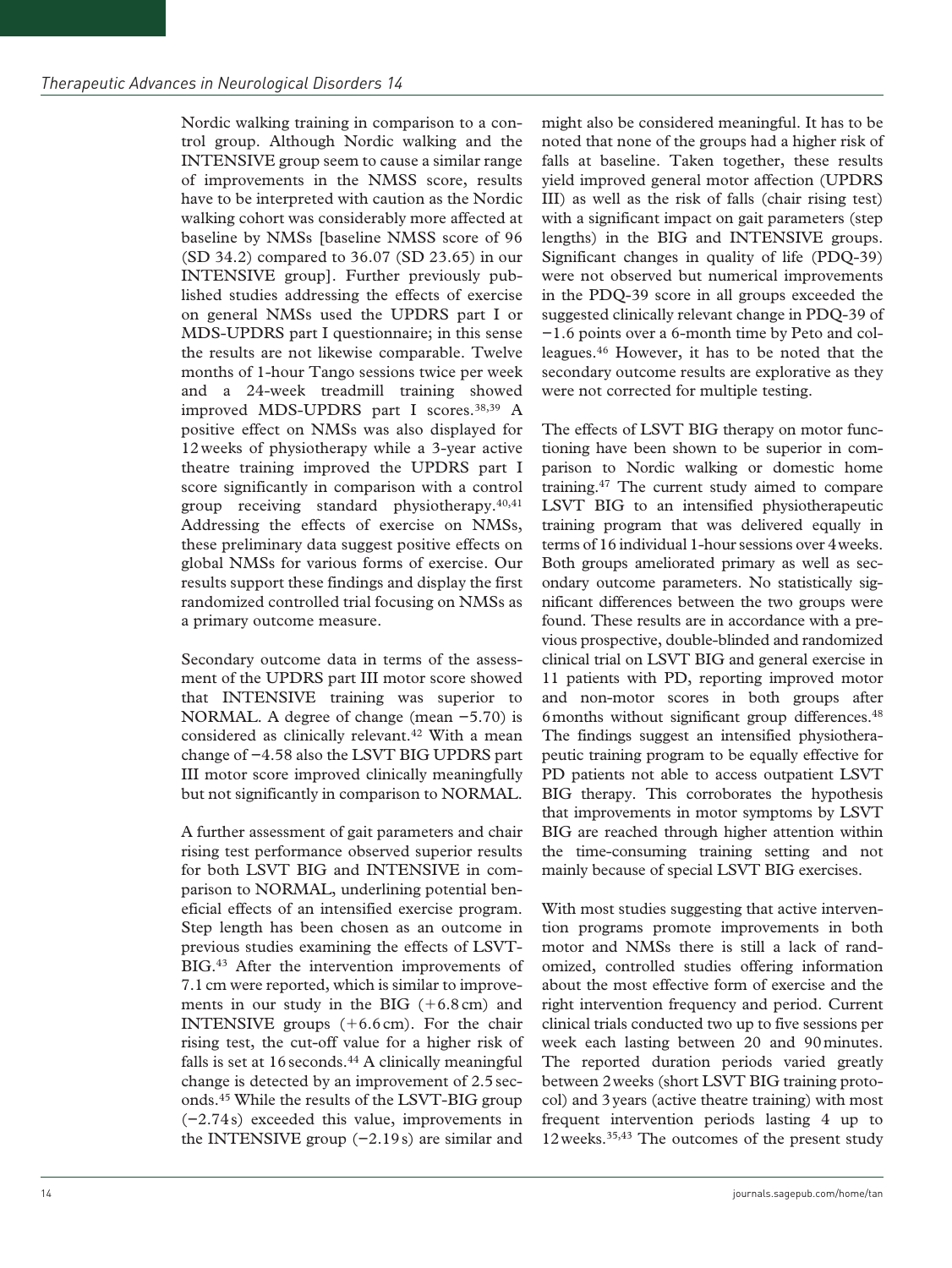Nordic walking training in comparison to a control group. Although Nordic walking and the INTENSIVE group seem to cause a similar range of improvements in the NMSS score, results have to be interpreted with caution as the Nordic walking cohort was considerably more affected at baseline by NMSs [baseline NMSS score of 96 (SD 34.2) compared to 36.07 (SD 23.65) in our INTENSIVE group]. Further previously published studies addressing the effects of exercise on general NMSs used the UPDRS part I or MDS-UPDRS part I questionnaire; in this sense the results are not likewise comparable. Twelve months of 1-hour Tango sessions twice per week and a 24-week treadmill training showed improved MDS-UPDRS part I scores.[38,39] A positive effect on NMSs was also displayed for 12 weeks of physiotherapy while a 3-year active theatre training improved the UPDRS part I score significantly in comparison with a control group receiving standard physiotherapy.[40,41] Addressing the effects of exercise on NMSs, these preliminary data suggest positive effects on global NMSs for various forms of exercise. Our results support these findings and display the first randomized controlled trial focusing on NMSs as a primary outcome measure.

Secondary outcome data in terms of the assessment of the UPDRS part III motor score showed that INTENSIVE training was superior to NORMAL. A degree of change (mean −5.70) is considered as clinically relevant.[42] With a mean change of −4.58 also the LSVT BIG UPDRS part III motor score improved clinically meaningfully but not significantly in comparison to NORMAL.

A further assessment of gait parameters and chair rising test performance observed superior results for both LSVT BIG and INTENSIVE in comparison to NORMAL, underlining potential beneficial effects of an intensified exercise program. Step length has been chosen as an outcome in previous studies examining the effects of LSVT-BIG.[43] After the intervention improvements of 7.1 cm were reported, which is similar to improvements in our study in the BIG (+6.8 cm) and INTENSIVE groups (+6.6 cm). For the chair rising test, the cut-off value for a higher risk of falls is set at 16 seconds.[44] A clinically meaningful change is detected by an improvement of 2.5 seconds.[45] While the results of the LSVT-BIG group (−2.74 s) exceeded this value, improvements in the INTENSIVE group (−2.19 s) are similar and might also be considered meaningful. It has to be noted that none of the groups had a higher risk of falls at baseline. Taken together, these results yield improved general motor affection (UPDRS III) as well as the risk of falls (chair rising test) with a significant impact on gait parameters (step lengths) in the BIG and INTENSIVE groups. Significant changes in quality of life (PDQ-39) were not observed but numerical improvements in the PDQ-39 score in all groups exceeded the suggested clinically relevant change in PDQ-39 of −1.6 points over a 6-month time by Peto and colleagues.[46] However, it has to be noted that the secondary outcome results are explorative as they were not corrected for multiple testing.

The effects of LSVT BIG therapy on motor functioning have been shown to be superior in comparison to Nordic walking or domestic home training.[47] The current study aimed to compare LSVT BIG to an intensified physiotherapeutic training program that was delivered equally in terms of 16 individual 1-hour sessions over 4 weeks. Both groups ameliorated primary as well as secondary outcome parameters. No statistically significant differences between the two groups were found. These results are in accordance with a previous prospective, double-blinded and randomized clinical trial on LSVT BIG and general exercise in 11 patients with PD, reporting improved motor and non-motor scores in both groups after 6 months without significant group differences.[48] The findings suggest an intensified physiotherapeutic training program to be equally effective for PD patients not able to access outpatient LSVT BIG therapy. This corroborates the hypothesis that improvements in motor symptoms by LSVT BIG are reached through higher attention within the time-consuming training setting and not mainly because of special LSVT BIG exercises.

With most studies suggesting that active intervention programs promote improvements in both motor and NMSs there is still a lack of randomized, controlled studies offering information about the most effective form of exercise and the right intervention frequency and period. Current clinical trials conducted two up to five sessions per week each lasting between 20 and 90 minutes. The reported duration periods varied greatly between 2 weeks (short LSVT BIG training protocol) and 3 years (active theatre training) with most frequent intervention periods lasting 4 up to 12 weeks.[35,43] The outcomes of the present study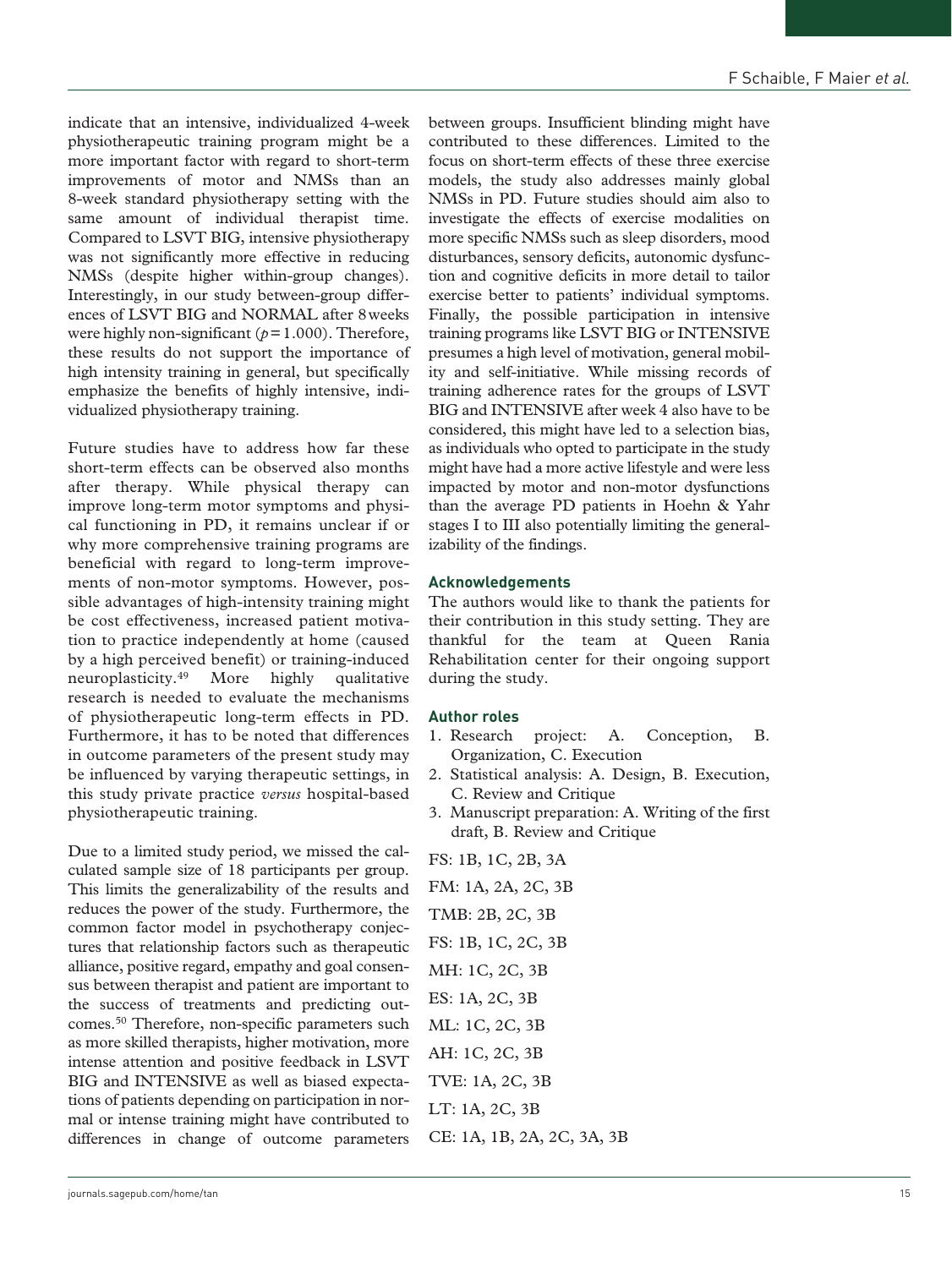indicate that an intensive, individualized 4-week physiotherapeutic training program might be a more important factor with regard to short-term improvements of motor and NMSs than an 8-week standard physiotherapy setting with the same amount of individual therapist time. Compared to LSVT BIG, intensive physiotherapy was not significantly more effective in reducing NMSs (despite higher within-group changes). Interestingly, in our study between-group differences of LSVT BIG and NORMAL after 8 weeks were highly non-significant ($p = 1.000$). Therefore, these results do not support the importance of high intensity training in general, but specifically emphasize the benefits of highly intensive, individualized physiotherapy training.

Future studies have to address how far these short-term effects can be observed also months after therapy. While physical therapy can improve long-term motor symptoms and physical functioning in PD, it remains unclear if or why more comprehensive training programs are beneficial with regard to long-term improvements of non-motor symptoms. However, possible advantages of high-intensity training might be cost effectiveness, increased patient motivation to practice independently at home (caused by a high perceived benefit) or training-induced neuroplasticity.[49] More highly qualitative research is needed to evaluate the mechanisms of physiotherapeutic long-term effects in PD. Furthermore, it has to be noted that differences in outcome parameters of the present study may be influenced by varying therapeutic settings, in this study private practice *versus* hospital-based physiotherapeutic training.

Due to a limited study period, we missed the calculated sample size of 18 participants per group. This limits the generalizability of the results and reduces the power of the study. Furthermore, the common factor model in psychotherapy conjectures that relationship factors such as therapeutic alliance, positive regard, empathy and goal consensus between therapist and patient are important to the success of treatments and predicting outcomes.[50] Therefore, non-specific parameters such as more skilled therapists, higher motivation, more intense attention and positive feedback in LSVT BIG and INTENSIVE as well as biased expectations of patients depending on participation in normal or intense training might have contributed to differences in change of outcome parameters between groups. Insufficient blinding might have contributed to these differences. Limited to the focus on short-term effects of these three exercise models, the study also addresses mainly global NMSs in PD. Future studies should aim also to investigate the effects of exercise modalities on more specific NMSs such as sleep disorders, mood disturbances, sensory deficits, autonomic dysfunction and cognitive deficits in more detail to tailor exercise better to patients' individual symptoms. Finally, the possible participation in intensive training programs like LSVT BIG or INTENSIVE presumes a high level of motivation, general mobility and self-initiative. While missing records of training adherence rates for the groups of LSVT BIG and INTENSIVE after week 4 also have to be considered, this might have led to a selection bias, as individuals who opted to participate in the study might have had a more active lifestyle and were less impacted by motor and non-motor dysfunctions than the average PD patients in Hoehn & Yahr stages I to III also potentially limiting the generalizability of the findings.

## Acknowledgements

The authors would like to thank the patients for their contribution in this study setting. They are thankful for the team at Queen Rania Rehabilitation center for their ongoing support during the study.

## Author roles

1. Research project: A. Conception, B. Organization, C. Execution
2. Statistical analysis: A. Design, B. Execution, C. Review and Critique
3. Manuscript preparation: A. Writing of the first draft, B. Review and Critique

FS: 1B, 1C, 2B, 3A

FM: 1A, 2A, 2C, 3B

TMB: 2B, 2C, 3B

FS: 1B, 1C, 2C, 3B

MH: 1C, 2C, 3B

ES: 1A, 2C, 3B

ML: 1C, 2C, 3B

AH: 1C, 2C, 3B

TVE: 1A, 2C, 3B

LT: 1A, 2C, 3B

CE: 1A, 1B, 2A, 2C, 3A, 3B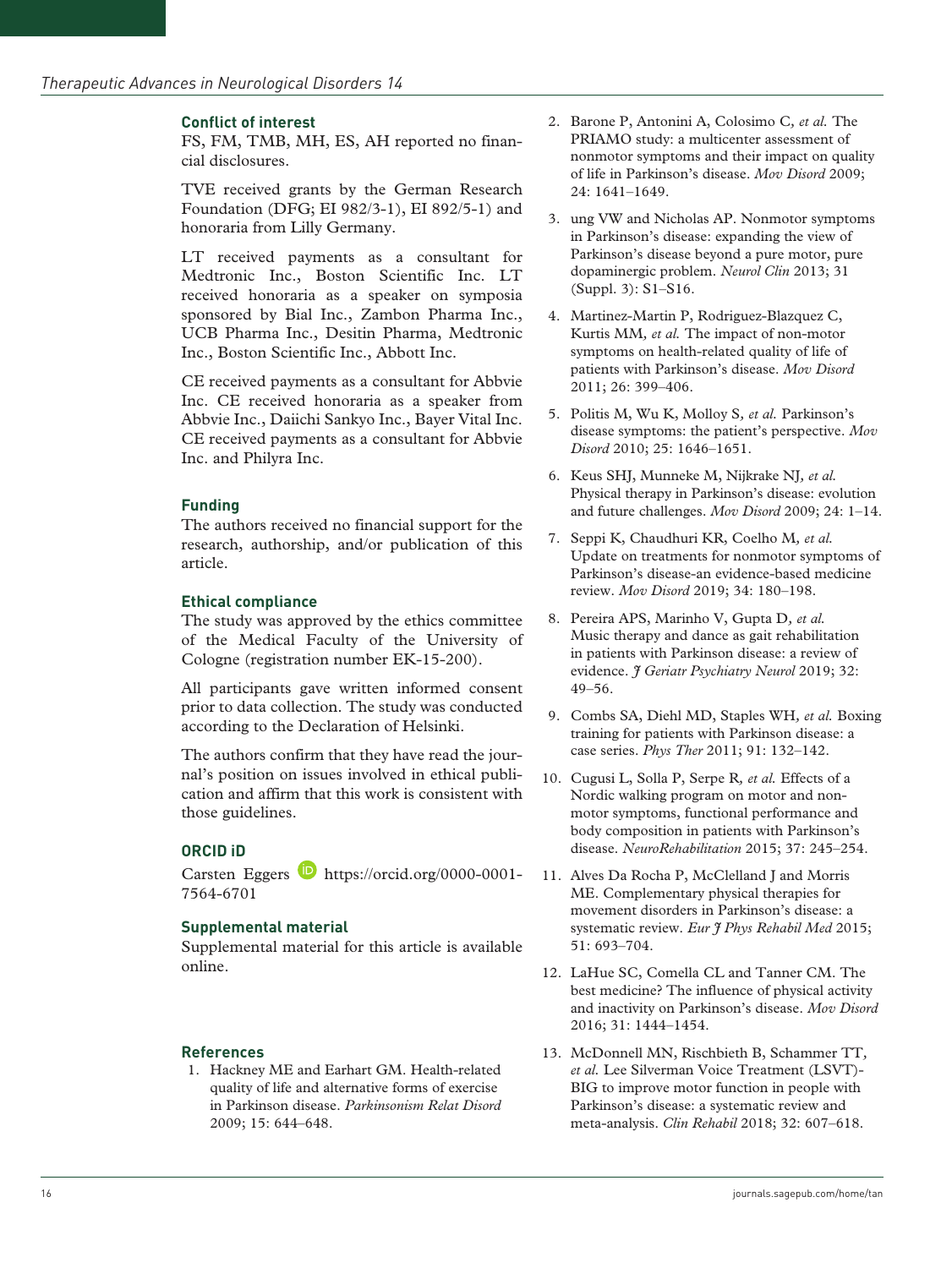## Conflict of interest

FS, FM, TMB, MH, ES, AH reported no financial disclosures.

TVE received grants by the German Research Foundation (DFG; EI 982/3-1), EI 892/5-1) and honoraria from Lilly Germany.

LT received payments as a consultant for Medtronic Inc., Boston Scientific Inc. LT received honoraria as a speaker on symposia sponsored by Bial Inc., Zambon Pharma Inc., UCB Pharma Inc., Desitin Pharma, Medtronic Inc., Boston Scientific Inc., Abbott Inc.

CE received payments as a consultant for Abbvie Inc. CE received honoraria as a speaker from Abbvie Inc., Daiichi Sankyo Inc., Bayer Vital Inc. CE received payments as a consultant for Abbvie Inc. and Philyra Inc.

## Funding

The authors received no financial support for the research, authorship, and/or publication of this article.

## Ethical compliance

The study was approved by the ethics committee of the Medical Faculty of the University of Cologne (registration number EK-15-200).

All participants gave written informed consent prior to data collection. The study was conducted according to the Declaration of Helsinki.

The authors confirm that they have read the journal's position on issues involved in ethical publication and affirm that this work is consistent with those guidelines.

## ORCID iD

Carsten Eggers https://orcid.org/0000-0001-7564-6701

## Supplemental material

Supplemental material for this article is available online.

## References

1. Hackney ME and Earhart GM. Health-related quality of life and alternative forms of exercise in Parkinson disease. *Parkinsonism Relat Disord* 2009; 15: 644–648.
2. Barone P, Antonini A, Colosimo C, *et al.* The PRIAMO study: a multicenter assessment of nonmotor symptoms and their impact on quality of life in Parkinson's disease. *Mov Disord* 2009; 24: 1641–1649.
3. ung VW and Nicholas AP. Nonmotor symptoms in Parkinson's disease: expanding the view of Parkinson's disease beyond a pure motor, pure dopaminergic problem. *Neurol Clin* 2013; 31 (Suppl. 3): S1–S16.
4. Martinez-Martin P, Rodriguez-Blazquez C, Kurtis MM, *et al.* The impact of non-motor symptoms on health-related quality of life of patients with Parkinson's disease. *Mov Disord* 2011; 26: 399–406.
5. Politis M, Wu K, Molloy S, *et al.* Parkinson's disease symptoms: the patient's perspective. *Mov Disord* 2010; 25: 1646–1651.
6. Keus SHJ, Munneke M, Nijkrake NJ, *et al.* Physical therapy in Parkinson's disease: evolution and future challenges. *Mov Disord* 2009; 24: 1–14.
7. Seppi K, Chaudhuri KR, Coelho M, *et al.* Update on treatments for nonmotor symptoms of Parkinson's disease-an evidence-based medicine review. *Mov Disord* 2019; 34: 180–198.
8. Pereira APS, Marinho V, Gupta D, *et al.* Music therapy and dance as gait rehabilitation in patients with Parkinson disease: a review of evidence. *J Geriatr Psychiatry Neurol* 2019; 32: 49–56.
9. Combs SA, Diehl MD, Staples WH, *et al.* Boxing training for patients with Parkinson disease: a case series. *Phys Ther* 2011; 91: 132–142.
10. Cugusi L, Solla P, Serpe R, *et al.* Effects of a Nordic walking program on motor and non-motor symptoms, functional performance and body composition in patients with Parkinson's disease. *NeuroRehabilitation* 2015; 37: 245–254.
11. Alves Da Rocha P, McClelland J and Morris ME. Complementary physical therapies for movement disorders in Parkinson's disease: a systematic review. *Eur J Phys Rehabil Med* 2015; 51: 693–704.
12. LaHue SC, Comella CL and Tanner CM. The best medicine? The influence of physical activity and inactivity on Parkinson's disease. *Mov Disord* 2016; 31: 1444–1454.
13. McDonnell MN, Rischbieth B, Schammer TT, *et al.* Lee Silverman Voice Treatment (LSVT)-BIG to improve motor function in people with Parkinson's disease: a systematic review and meta-analysis. *Clin Rehabil* 2018; 32: 607–618.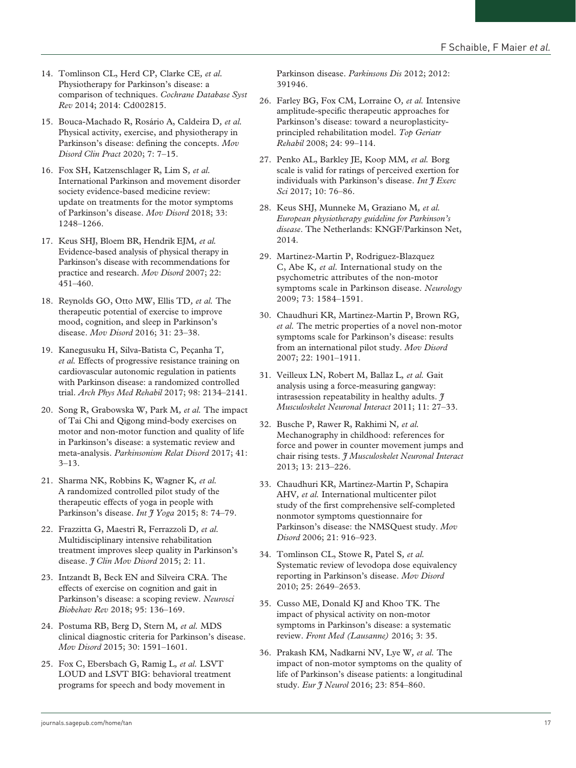14. Tomlinson CL, Herd CP, Clarke CE, *et al.* Physiotherapy for Parkinson's disease: a comparison of techniques. *Cochrane Database Syst Rev* 2014; 2014: Cd002815.

15. Bouca-Machado R, Rosário A, Caldeira D, *et al.* Physical activity, exercise, and physiotherapy in Parkinson's disease: defining the concepts. *Mov Disord Clin Pract* 2020; 7: 7–15.

16. Fox SH, Katzenschlager R, Lim S, *et al.* International Parkinson and movement disorder society evidence-based medicine review: update on treatments for the motor symptoms of Parkinson's disease. *Mov Disord* 2018; 33: 1248–1266.

17. Keus SHJ, Bloem BR, Hendrik EJM, *et al.* Evidence-based analysis of physical therapy in Parkinson's disease with recommendations for practice and research. *Mov Disord* 2007; 22: 451–460.

18. Reynolds GO, Otto MW, Ellis TD, *et al.* The therapeutic potential of exercise to improve mood, cognition, and sleep in Parkinson's disease. *Mov Disord* 2016; 31: 23–38.

19. Kanegusuku H, Silva-Batista C, Peçanha T, *et al.* Effects of progressive resistance training on cardiovascular autonomic regulation in patients with Parkinson disease: a randomized controlled trial. *Arch Phys Med Rehabil* 2017; 98: 2134–2141.

20. Song R, Grabowska W, Park M, *et al.* The impact of Tai Chi and Qigong mind-body exercises on motor and non-motor function and quality of life in Parkinson's disease: a systematic review and meta-analysis. *Parkinsonism Relat Disord* 2017; 41: 3–13.

21. Sharma NK, Robbins K, Wagner K, *et al.* A randomized controlled pilot study of the therapeutic effects of yoga in people with Parkinson's disease. *Int J Yoga* 2015; 8: 74–79.

22. Frazzitta G, Maestri R, Ferrazzoli D, *et al.* Multidisciplinary intensive rehabilitation treatment improves sleep quality in Parkinson's disease. *J Clin Mov Disord* 2015; 2: 11.

23. Intzandt B, Beck EN and Silveira CRA. The effects of exercise on cognition and gait in Parkinson's disease: a scoping review. *Neurosci Biobehav Rev* 2018; 95: 136–169.

24. Postuma RB, Berg D, Stern M, *et al.* MDS clinical diagnostic criteria for Parkinson's disease. *Mov Disord* 2015; 30: 1591–1601.

25. Fox C, Ebersbach G, Ramig L, *et al.* LSVT LOUD and LSVT BIG: behavioral treatment programs for speech and body movement in Parkinson disease. *Parkinsons Dis* 2012; 2012: 391946.

26. Farley BG, Fox CM, Lorraine O, *et al.* Intensive amplitude-specific therapeutic approaches for Parkinson's disease: toward a neuroplasticity-principled rehabilitation model. *Top Geriatr Rehabil* 2008; 24: 99–114.

27. Penko AL, Barkley JE, Koop MM, *et al.* Borg scale is valid for ratings of perceived exertion for individuals with Parkinson's disease. *Int J Exerc Sci* 2017; 10: 76–86.

28. Keus SHJ, Munneke M, Graziano M, *et al.* *European physiotherapy guideline for Parkinson's disease*. The Netherlands: KNGF/Parkinson Net, 2014.

29. Martinez-Martin P, Rodriguez-Blazquez C, Abe K, *et al.* International study on the psychometric attributes of the non-motor symptoms scale in Parkinson disease. *Neurology* 2009; 73: 1584–1591.

30. Chaudhuri KR, Martinez-Martin P, Brown RG, *et al.* The metric properties of a novel non-motor symptoms scale for Parkinson's disease: results from an international pilot study. *Mov Disord* 2007; 22: 1901–1911.

31. Veilleux LN, Robert M, Ballaz L, *et al.* Gait analysis using a force-measuring gangway: intrasession repeatability in healthy adults. *J Musculoskelet Neuronal Interact* 2011; 11: 27–33.

32. Busche P, Rawer R, Rakhimi N, *et al.* Mechanography in childhood: references for force and power in counter movement jumps and chair rising tests. *J Musculoskelet Neuronal Interact* 2013; 13: 213–226.

33. Chaudhuri KR, Martinez-Martin P, Schapira AHV, *et al.* International multicenter pilot study of the first comprehensive self-completed nonmotor symptoms questionnaire for Parkinson's disease: the NMSQuest study. *Mov Disord* 2006; 21: 916–923.

34. Tomlinson CL, Stowe R, Patel S, *et al.* Systematic review of levodopa dose equivalency reporting in Parkinson's disease. *Mov Disord* 2010; 25: 2649–2653.

35. Cusso ME, Donald KJ and Khoo TK. The impact of physical activity on non-motor symptoms in Parkinson's disease: a systematic review. *Front Med (Lausanne)* 2016; 3: 35.

36. Prakash KM, Nadkarni NV, Lye W, *et al.* The impact of non-motor symptoms on the quality of life of Parkinson's disease patients: a longitudinal study. *Eur J Neurol* 2016; 23: 854–860.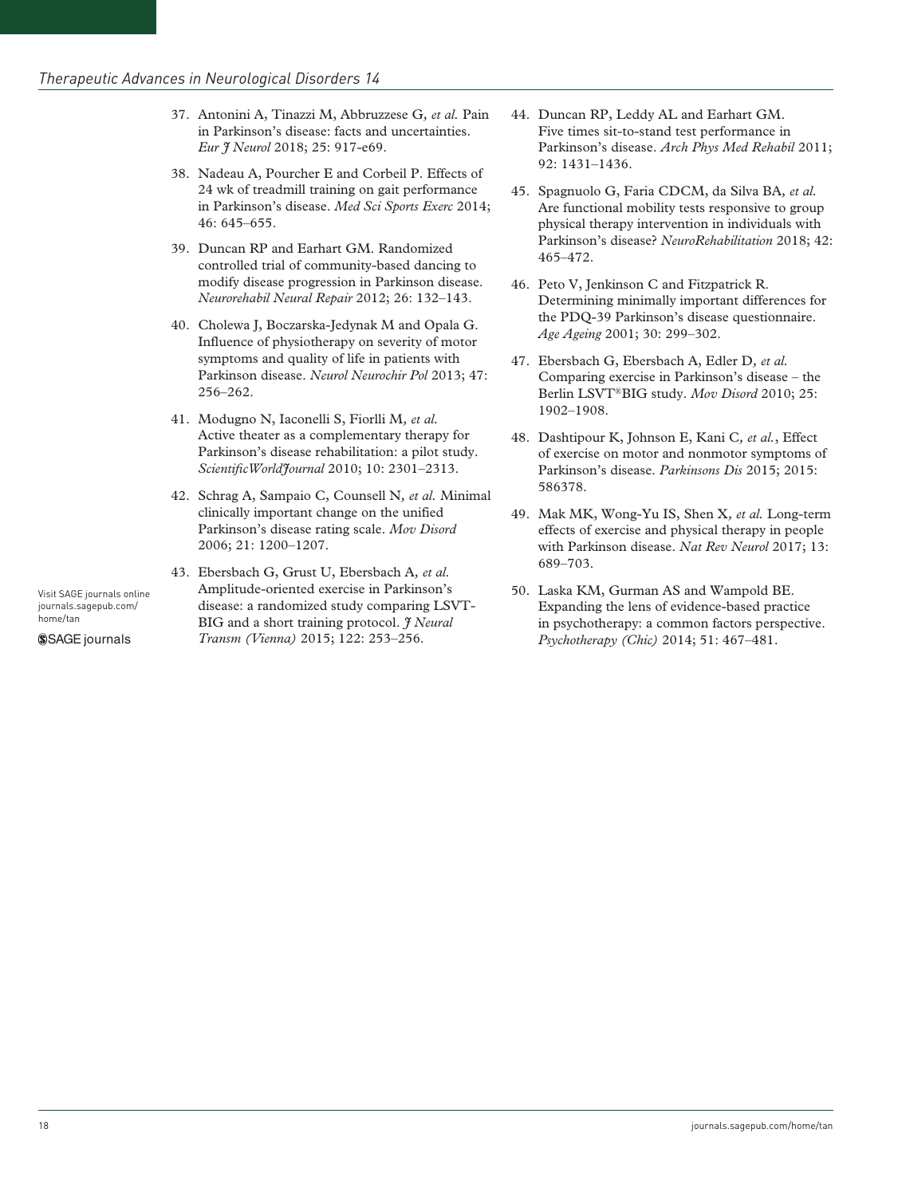37. Antonini A, Tinazzi M, Abbruzzese G, *et al.* Pain in Parkinson's disease: facts and uncertainties. *Eur J Neurol* 2018; 25: 917-e69.

38. Nadeau A, Pourcher E and Corbeil P. Effects of 24 wk of treadmill training on gait performance in Parkinson's disease. *Med Sci Sports Exerc* 2014; 46: 645–655.

39. Duncan RP and Earhart GM. Randomized controlled trial of community-based dancing to modify disease progression in Parkinson disease. *Neurorehabil Neural Repair* 2012; 26: 132–143.

40. Cholewa J, Boczarska-Jedynak M and Opala G. Influence of physiotherapy on severity of motor symptoms and quality of life in patients with Parkinson disease. *Neurol Neurochir Pol* 2013; 47: 256–262.

41. Modugno N, Iaconelli S, Fiorlli M, *et al.* Active theater as a complementary therapy for Parkinson's disease rehabilitation: a pilot study. *ScientificWorldJournal* 2010; 10: 2301–2313.

42. Schrag A, Sampaio C, Counsell N, *et al.* Minimal clinically important change on the unified Parkinson's disease rating scale. *Mov Disord* 2006; 21: 1200–1207.

43. Ebersbach G, Grust U, Ebersbach A, *et al.* Amplitude-oriented exercise in Parkinson's disease: a randomized study comparing LSVT-BIG and a short training protocol. *J Neural Transm (Vienna)* 2015; 122: 253–256.

44. Duncan RP, Leddy AL and Earhart GM. Five times sit-to-stand test performance in Parkinson's disease. *Arch Phys Med Rehabil* 2011; 92: 1431–1436.

45. Spagnuolo G, Faria CDCM, da Silva BA, *et al.* Are functional mobility tests responsive to group physical therapy intervention in individuals with Parkinson's disease? *NeuroRehabilitation* 2018; 42: 465–472.

46. Peto V, Jenkinson C and Fitzpatrick R. Determining minimally important differences for the PDQ-39 Parkinson's disease questionnaire. *Age Ageing* 2001; 30: 299–302.

47. Ebersbach G, Ebersbach A, Edler D, *et al.* Comparing exercise in Parkinson's disease – the Berlin LSVT®BIG study. *Mov Disord* 2010; 25: 1902–1908.

48. Dashtipour K, Johnson E, Kani C, *et al.*, Effect of exercise on motor and nonmotor symptoms of Parkinson's disease. *Parkinsons Dis* 2015; 2015: 586378.

49. Mak MK, Wong-Yu IS, Shen X, *et al.* Long-term effects of exercise and physical therapy in people with Parkinson disease. *Nat Rev Neurol* 2017; 13: 689–703.

50. Laska KM, Gurman AS and Wampold BE. Expanding the lens of evidence-based practice in psychotherapy: a common factors perspective. *Psychotherapy (Chic)* 2014; 51: 467–481.

Visit SAGE journals online journals.sagepub.com/home/tan

SAGE journals